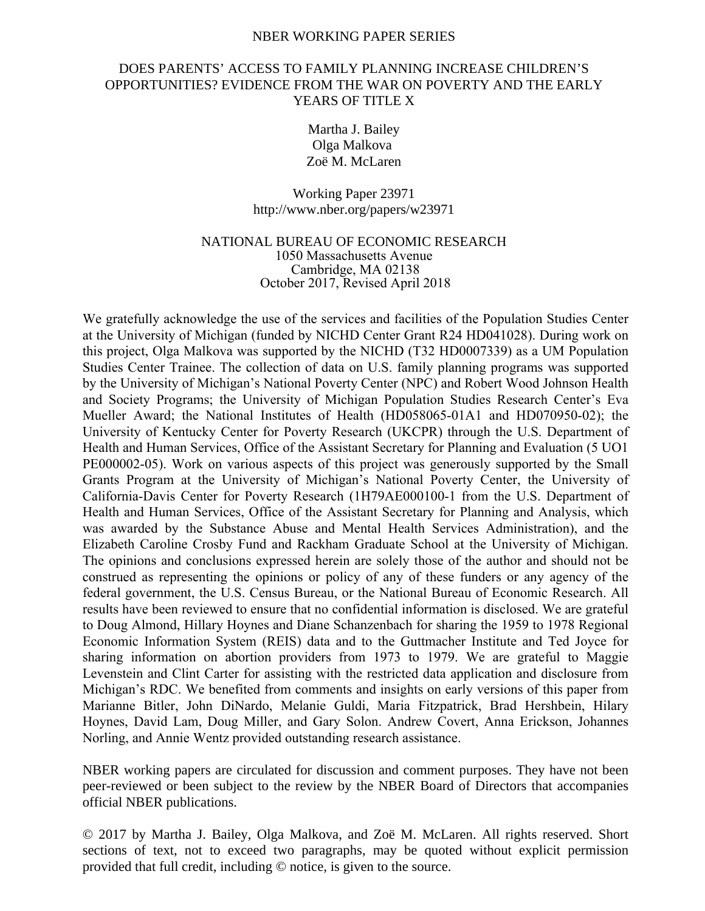NBER WORKING PAPER SERIES

# DOES PARENTS' ACCESS TO FAMILY PLANNING INCREASE CHILDREN'S OPPORTUNITIES? EVIDENCE FROM THE WAR ON POVERTY AND THE EARLY YEARS OF TITLE X

Martha J. Bailey
Olga Malkova
Zoë M. McLaren

Working Paper 23971
http://www.nber.org/papers/w23971

NATIONAL BUREAU OF ECONOMIC RESEARCH
1050 Massachusetts Avenue
Cambridge, MA 02138
October 2017, Revised April 2018

We gratefully acknowledge the use of the services and facilities of the Population Studies Center at the University of Michigan (funded by NICHD Center Grant R24 HD041028). During work on this project, Olga Malkova was supported by the NICHD (T32 HD0007339) as a UM Population Studies Center Trainee. The collection of data on U.S. family planning programs was supported by the University of Michigan's National Poverty Center (NPC) and Robert Wood Johnson Health and Society Programs; the University of Michigan Population Studies Research Center's Eva Mueller Award; the National Institutes of Health (HD058065-01A1 and HD070950-02); the University of Kentucky Center for Poverty Research (UKCPR) through the U.S. Department of Health and Human Services, Office of the Assistant Secretary for Planning and Evaluation (5 UO1 PE000002-05). Work on various aspects of this project was generously supported by the Small Grants Program at the University of Michigan's National Poverty Center, the University of California-Davis Center for Poverty Research (1H79AE000100-1 from the U.S. Department of Health and Human Services, Office of the Assistant Secretary for Planning and Analysis, which was awarded by the Substance Abuse and Mental Health Services Administration), and the Elizabeth Caroline Crosby Fund and Rackham Graduate School at the University of Michigan. The opinions and conclusions expressed herein are solely those of the author and should not be construed as representing the opinions or policy of any of these funders or any agency of the federal government, the U.S. Census Bureau, or the National Bureau of Economic Research. All results have been reviewed to ensure that no confidential information is disclosed. We are grateful to Doug Almond, Hillary Hoynes and Diane Schanzenbach for sharing the 1959 to 1978 Regional Economic Information System (REIS) data and to the Guttmacher Institute and Ted Joyce for sharing information on abortion providers from 1973 to 1979. We are grateful to Maggie Levenstein and Clint Carter for assisting with the restricted data application and disclosure from Michigan's RDC. We benefited from comments and insights on early versions of this paper from Marianne Bitler, John DiNardo, Melanie Guldi, Maria Fitzpatrick, Brad Hershbein, Hilary Hoynes, David Lam, Doug Miller, and Gary Solon. Andrew Covert, Anna Erickson, Johannes Norling, and Annie Wentz provided outstanding research assistance.

NBER working papers are circulated for discussion and comment purposes. They have not been peer-reviewed or been subject to the review by the NBER Board of Directors that accompanies official NBER publications.

© 2017 by Martha J. Bailey, Olga Malkova, and Zoë M. McLaren. All rights reserved. Short sections of text, not to exceed two paragraphs, may be quoted without explicit permission provided that full credit, including © notice, is given to the source.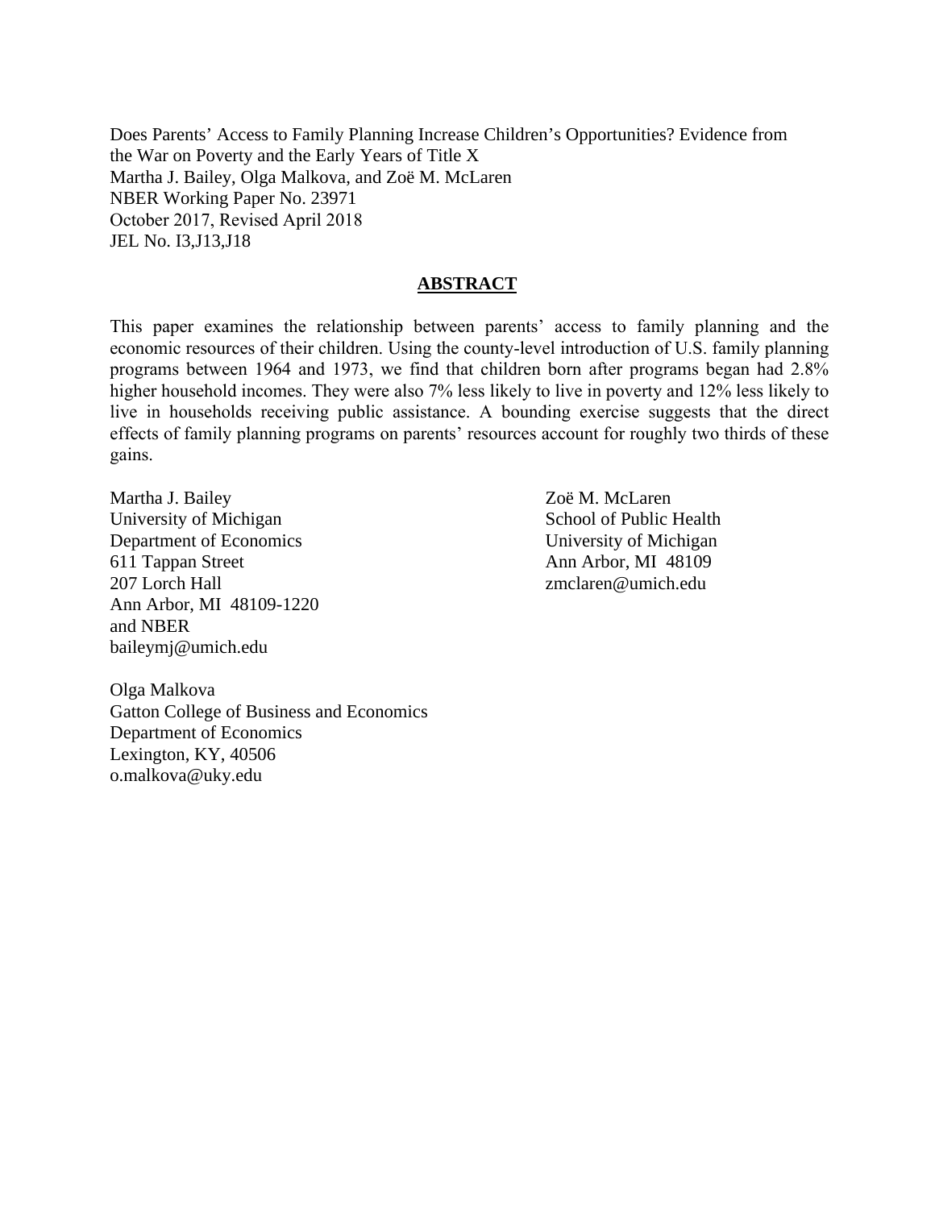Does Parents' Access to Family Planning Increase Children's Opportunities? Evidence from the War on Poverty and the Early Years of Title X
Martha J. Bailey, Olga Malkova, and Zoë M. McLaren
NBER Working Paper No. 23971
October 2017, Revised April 2018
JEL No. I3,J13,J18

## ABSTRACT

This paper examines the relationship between parents' access to family planning and the economic resources of their children. Using the county-level introduction of U.S. family planning programs between 1964 and 1973, we find that children born after programs began had 2.8% higher household incomes. They were also 7% less likely to live in poverty and 12% less likely to live in households receiving public assistance. A bounding exercise suggests that the direct effects of family planning programs on parents' resources account for roughly two thirds of these gains.

Martha J. Bailey
University of Michigan
Department of Economics
611 Tappan Street
207 Lorch Hall
Ann Arbor, MI 48109-1220
and NBER
baileymj@umich.edu

Zoë M. McLaren
School of Public Health
University of Michigan
Ann Arbor, MI 48109
zmclaren@umich.edu

Olga Malkova
Gatton College of Business and Economics
Department of Economics
Lexington, KY, 40506
o.malkova@uky.edu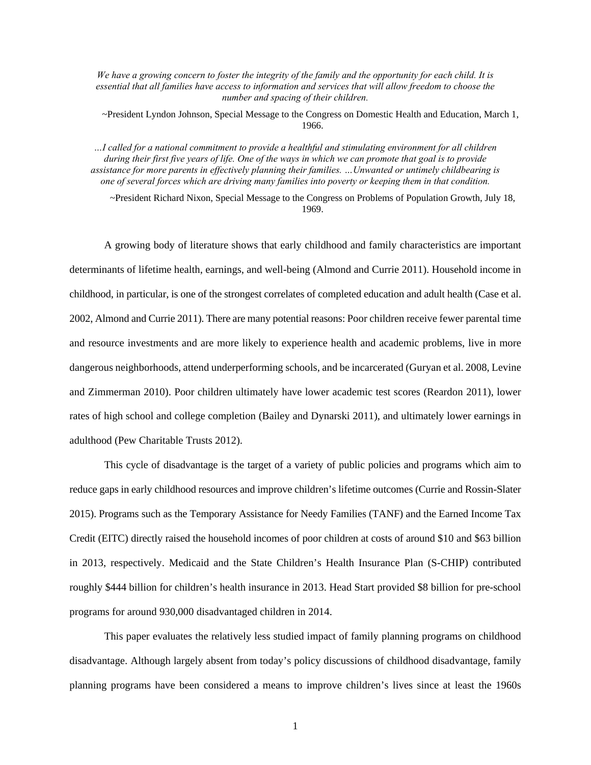*We have a growing concern to foster the integrity of the family and the opportunity for each child. It is essential that all families have access to information and services that will allow freedom to choose the number and spacing of their children.*

~President Lyndon Johnson, Special Message to the Congress on Domestic Health and Education, March 1, 1966.

*…I called for a national commitment to provide a healthful and stimulating environment for all children during their first five years of life. One of the ways in which we can promote that goal is to provide assistance for more parents in effectively planning their families. …Unwanted or untimely childbearing is one of several forces which are driving many families into poverty or keeping them in that condition.*

~President Richard Nixon, Special Message to the Congress on Problems of Population Growth, July 18, 1969.

A growing body of literature shows that early childhood and family characteristics are important determinants of lifetime health, earnings, and well-being (Almond and Currie 2011). Household income in childhood, in particular, is one of the strongest correlates of completed education and adult health (Case et al. 2002, Almond and Currie 2011). There are many potential reasons: Poor children receive fewer parental time and resource investments and are more likely to experience health and academic problems, live in more dangerous neighborhoods, attend underperforming schools, and be incarcerated (Guryan et al. 2008, Levine and Zimmerman 2010). Poor children ultimately have lower academic test scores (Reardon 2011), lower rates of high school and college completion (Bailey and Dynarski 2011), and ultimately lower earnings in adulthood (Pew Charitable Trusts 2012).

This cycle of disadvantage is the target of a variety of public policies and programs which aim to reduce gaps in early childhood resources and improve children's lifetime outcomes (Currie and Rossin-Slater 2015). Programs such as the Temporary Assistance for Needy Families (TANF) and the Earned Income Tax Credit (EITC) directly raised the household incomes of poor children at costs of around $10 and $63 billion in 2013, respectively. Medicaid and the State Children's Health Insurance Plan (S-CHIP) contributed roughly $444 billion for children's health insurance in 2013. Head Start provided $8 billion for pre-school programs for around 930,000 disadvantaged children in 2014.

This paper evaluates the relatively less studied impact of family planning programs on childhood disadvantage. Although largely absent from today's policy discussions of childhood disadvantage, family planning programs have been considered a means to improve children's lives since at least the 1960s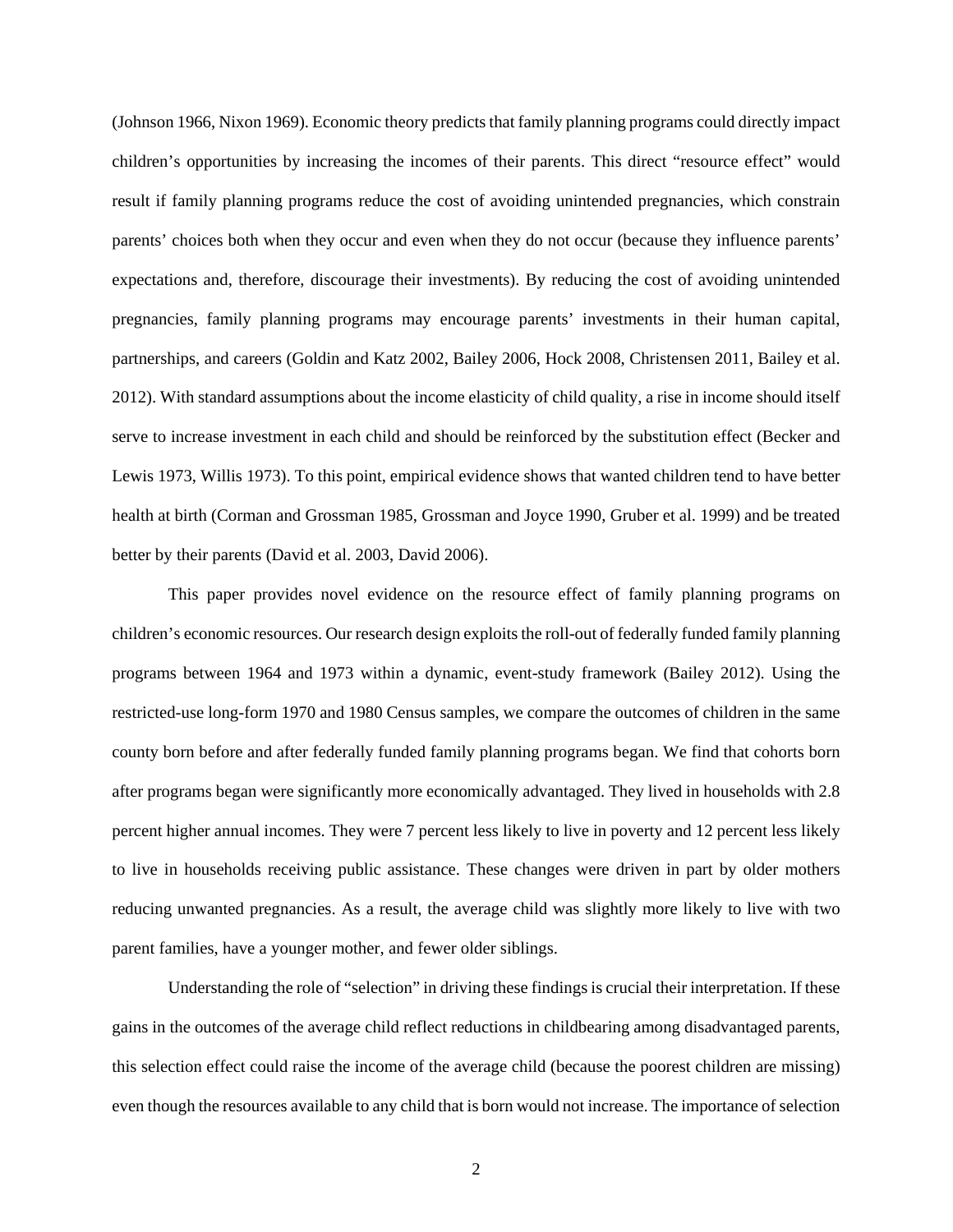(Johnson 1966, Nixon 1969). Economic theory predicts that family planning programs could directly impact children's opportunities by increasing the incomes of their parents. This direct "resource effect" would result if family planning programs reduce the cost of avoiding unintended pregnancies, which constrain parents' choices both when they occur and even when they do not occur (because they influence parents' expectations and, therefore, discourage their investments). By reducing the cost of avoiding unintended pregnancies, family planning programs may encourage parents' investments in their human capital, partnerships, and careers (Goldin and Katz 2002, Bailey 2006, Hock 2008, Christensen 2011, Bailey et al. 2012). With standard assumptions about the income elasticity of child quality, a rise in income should itself serve to increase investment in each child and should be reinforced by the substitution effect (Becker and Lewis 1973, Willis 1973). To this point, empirical evidence shows that wanted children tend to have better health at birth (Corman and Grossman 1985, Grossman and Joyce 1990, Gruber et al. 1999) and be treated better by their parents (David et al. 2003, David 2006).

This paper provides novel evidence on the resource effect of family planning programs on children's economic resources. Our research design exploits the roll-out of federally funded family planning programs between 1964 and 1973 within a dynamic, event-study framework (Bailey 2012). Using the restricted-use long-form 1970 and 1980 Census samples, we compare the outcomes of children in the same county born before and after federally funded family planning programs began. We find that cohorts born after programs began were significantly more economically advantaged. They lived in households with 2.8 percent higher annual incomes. They were 7 percent less likely to live in poverty and 12 percent less likely to live in households receiving public assistance. These changes were driven in part by older mothers reducing unwanted pregnancies. As a result, the average child was slightly more likely to live with two parent families, have a younger mother, and fewer older siblings.

Understanding the role of "selection" in driving these findings is crucial their interpretation. If these gains in the outcomes of the average child reflect reductions in childbearing among disadvantaged parents, this selection effect could raise the income of the average child (because the poorest children are missing) even though the resources available to any child that is born would not increase. The importance of selection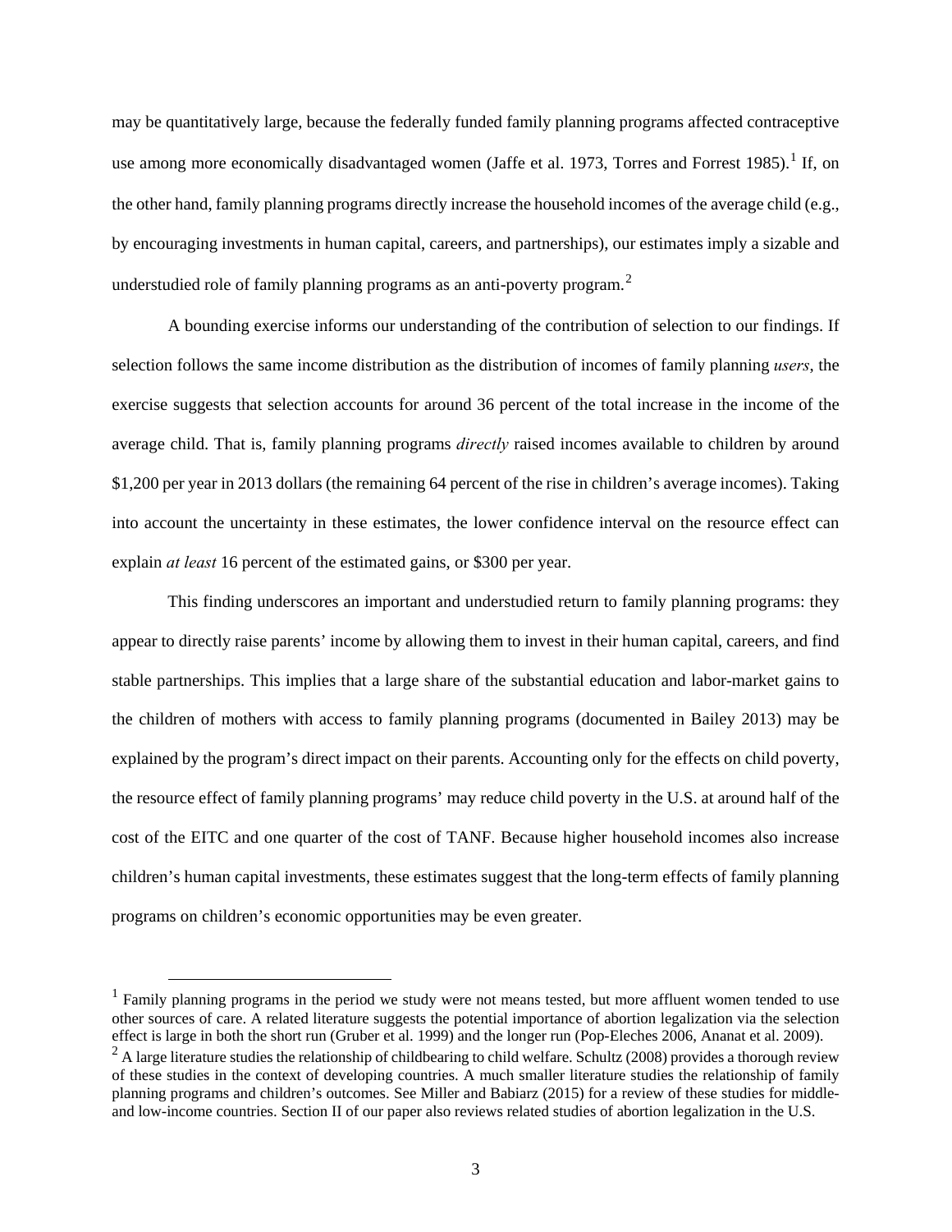may be quantitatively large, because the federally funded family planning programs affected contraceptive use among more economically disadvantaged women (Jaffe et al. 1973, Torres and Forrest 1985).[1] If, on the other hand, family planning programs directly increase the household incomes of the average child (e.g., by encouraging investments in human capital, careers, and partnerships), our estimates imply a sizable and understudied role of family planning programs as an anti-poverty program.[2]

A bounding exercise informs our understanding of the contribution of selection to our findings. If selection follows the same income distribution as the distribution of incomes of family planning *users*, the exercise suggests that selection accounts for around 36 percent of the total increase in the income of the average child. That is, family planning programs *directly* raised incomes available to children by around $1,200 per year in 2013 dollars (the remaining 64 percent of the rise in children's average incomes). Taking into account the uncertainty in these estimates, the lower confidence interval on the resource effect can explain *at least* 16 percent of the estimated gains, or $300 per year.

This finding underscores an important and understudied return to family planning programs: they appear to directly raise parents' income by allowing them to invest in their human capital, careers, and find stable partnerships. This implies that a large share of the substantial education and labor-market gains to the children of mothers with access to family planning programs (documented in Bailey 2013) may be explained by the program's direct impact on their parents. Accounting only for the effects on child poverty, the resource effect of family planning programs' may reduce child poverty in the U.S. at around half of the cost of the EITC and one quarter of the cost of TANF. Because higher household incomes also increase children's human capital investments, these estimates suggest that the long-term effects of family planning programs on children's economic opportunities may be even greater.

[1] Family planning programs in the period we study were not means tested, but more affluent women tended to use other sources of care. A related literature suggests the potential importance of abortion legalization via the selection effect is large in both the short run (Gruber et al. 1999) and the longer run (Pop-Eleches 2006, Ananat et al. 2009).

[2] A large literature studies the relationship of childbearing to child welfare. Schultz (2008) provides a thorough review of these studies in the context of developing countries. A much smaller literature studies the relationship of family planning programs and children's outcomes. See Miller and Babiarz (2015) for a review of these studies for middle- and low-income countries. Section II of our paper also reviews related studies of abortion legalization in the U.S.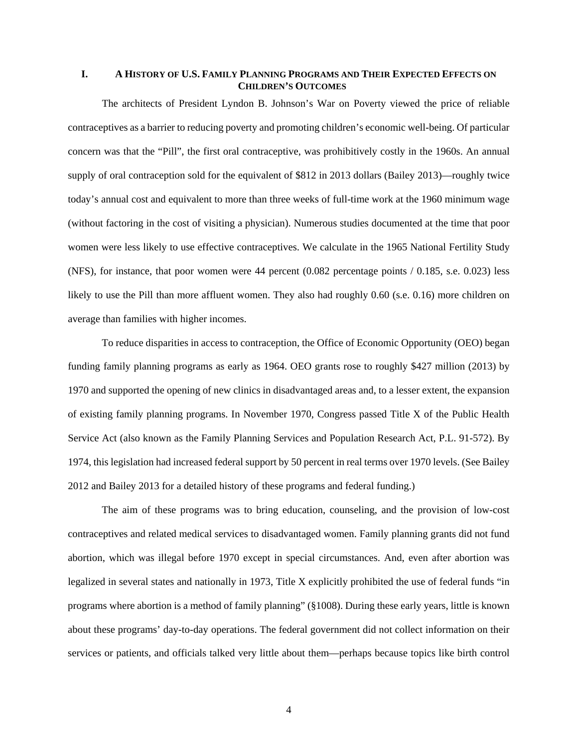## I. A HISTORY OF U.S. FAMILY PLANNING PROGRAMS AND THEIR EXPECTED EFFECTS ON CHILDREN'S OUTCOMES

The architects of President Lyndon B. Johnson's War on Poverty viewed the price of reliable contraceptives as a barrier to reducing poverty and promoting children's economic well-being. Of particular concern was that the "Pill", the first oral contraceptive, was prohibitively costly in the 1960s. An annual supply of oral contraception sold for the equivalent of $812 in 2013 dollars (Bailey 2013)—roughly twice today's annual cost and equivalent to more than three weeks of full-time work at the 1960 minimum wage (without factoring in the cost of visiting a physician). Numerous studies documented at the time that poor women were less likely to use effective contraceptives. We calculate in the 1965 National Fertility Study (NFS), for instance, that poor women were 44 percent (0.082 percentage points / 0.185, s.e. 0.023) less likely to use the Pill than more affluent women. They also had roughly 0.60 (s.e. 0.16) more children on average than families with higher incomes.

To reduce disparities in access to contraception, the Office of Economic Opportunity (OEO) began funding family planning programs as early as 1964. OEO grants rose to roughly $427 million (2013) by 1970 and supported the opening of new clinics in disadvantaged areas and, to a lesser extent, the expansion of existing family planning programs. In November 1970, Congress passed Title X of the Public Health Service Act (also known as the Family Planning Services and Population Research Act, P.L. 91-572). By 1974, this legislation had increased federal support by 50 percent in real terms over 1970 levels. (See Bailey 2012 and Bailey 2013 for a detailed history of these programs and federal funding.)

The aim of these programs was to bring education, counseling, and the provision of low-cost contraceptives and related medical services to disadvantaged women. Family planning grants did not fund abortion, which was illegal before 1970 except in special circumstances. And, even after abortion was legalized in several states and nationally in 1973, Title X explicitly prohibited the use of federal funds "in programs where abortion is a method of family planning" (§1008). During these early years, little is known about these programs' day-to-day operations. The federal government did not collect information on their services or patients, and officials talked very little about them—perhaps because topics like birth control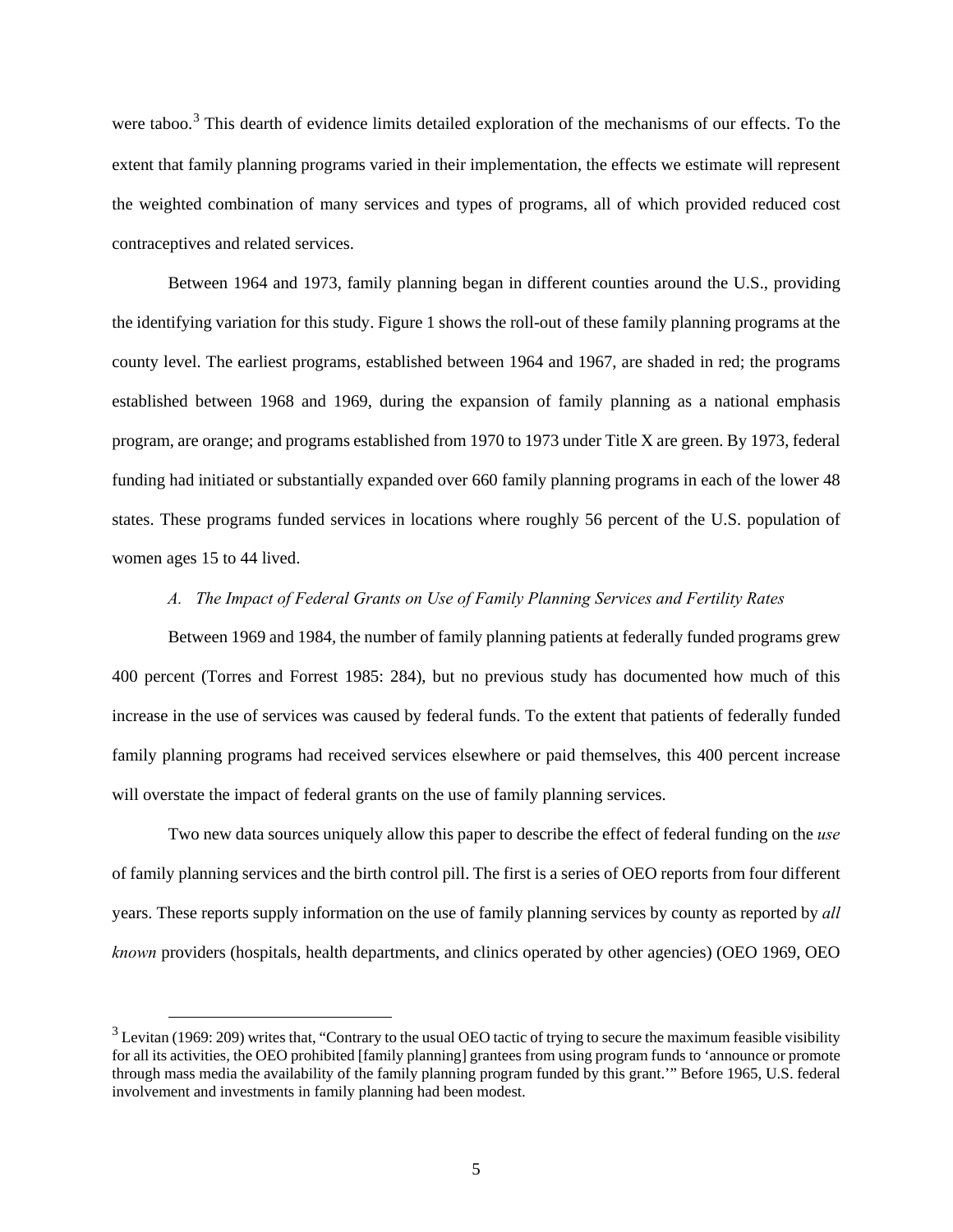were taboo.[3] This dearth of evidence limits detailed exploration of the mechanisms of our effects. To the extent that family planning programs varied in their implementation, the effects we estimate will represent the weighted combination of many services and types of programs, all of which provided reduced cost contraceptives and related services.

Between 1964 and 1973, family planning began in different counties around the U.S., providing the identifying variation for this study. Figure 1 shows the roll-out of these family planning programs at the county level. The earliest programs, established between 1964 and 1967, are shaded in red; the programs established between 1968 and 1969, during the expansion of family planning as a national emphasis program, are orange; and programs established from 1970 to 1973 under Title X are green. By 1973, federal funding had initiated or substantially expanded over 660 family planning programs in each of the lower 48 states. These programs funded services in locations where roughly 56 percent of the U.S. population of women ages 15 to 44 lived.

### *A. The Impact of Federal Grants on Use of Family Planning Services and Fertility Rates*

Between 1969 and 1984, the number of family planning patients at federally funded programs grew 400 percent (Torres and Forrest 1985: 284), but no previous study has documented how much of this increase in the use of services was caused by federal funds. To the extent that patients of federally funded family planning programs had received services elsewhere or paid themselves, this 400 percent increase will overstate the impact of federal grants on the use of family planning services.

Two new data sources uniquely allow this paper to describe the effect of federal funding on the *use* of family planning services and the birth control pill. The first is a series of OEO reports from four different years. These reports supply information on the use of family planning services by county as reported by *all known* providers (hospitals, health departments, and clinics operated by other agencies) (OEO 1969, OEO

[3] Levitan (1969: 209) writes that, "Contrary to the usual OEO tactic of trying to secure the maximum feasible visibility for all its activities, the OEO prohibited [family planning] grantees from using program funds to 'announce or promote through mass media the availability of the family planning program funded by this grant.'" Before 1965, U.S. federal involvement and investments in family planning had been modest.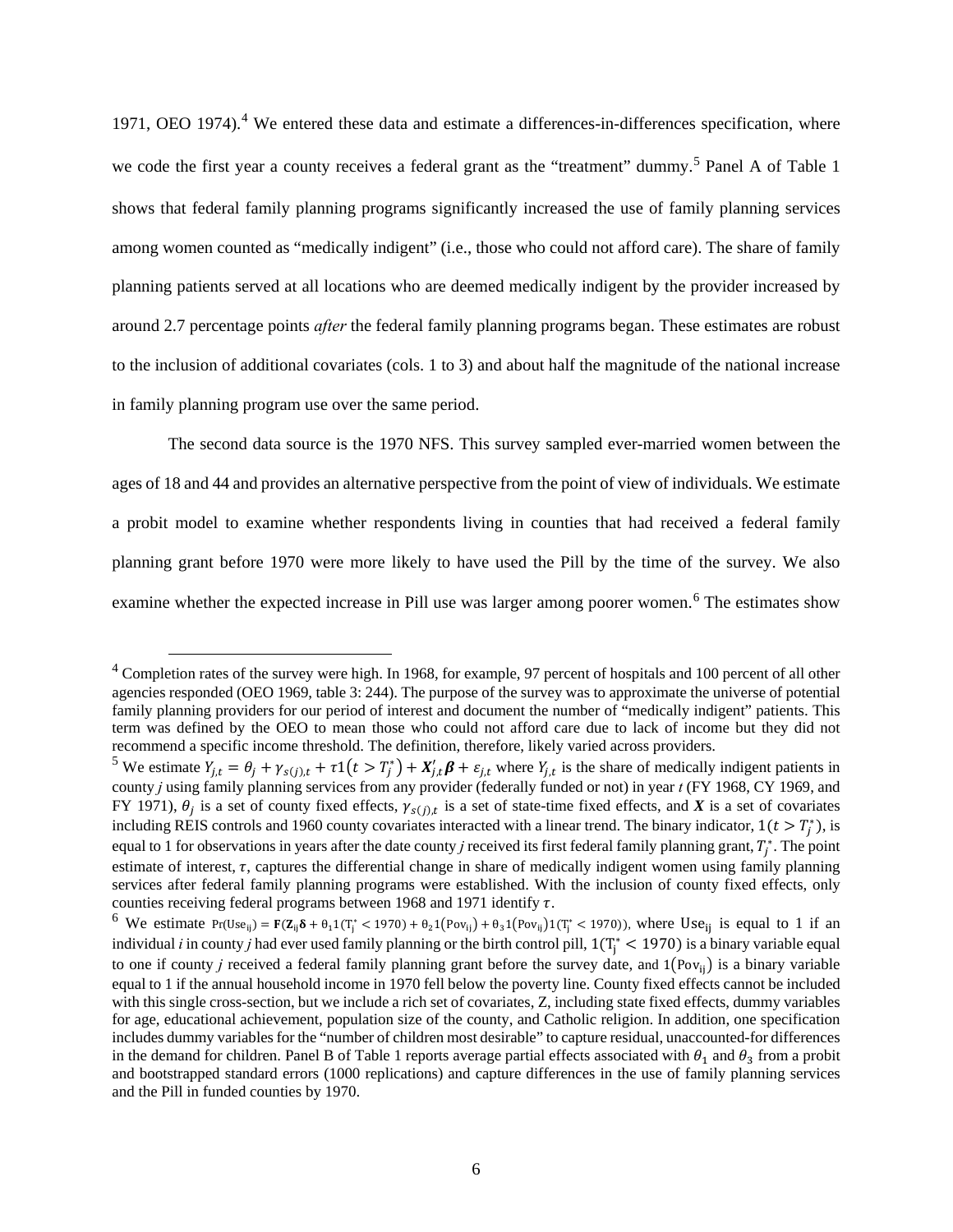1971, OEO 1974).[4] We entered these data and estimate a differences-in-differences specification, where we code the first year a county receives a federal grant as the "treatment" dummy.[5] Panel A of Table 1 shows that federal family planning programs significantly increased the use of family planning services among women counted as "medically indigent" (i.e., those who could not afford care). The share of family planning patients served at all locations who are deemed medically indigent by the provider increased by around 2.7 percentage points *after* the federal family planning programs began. These estimates are robust to the inclusion of additional covariates (cols. 1 to 3) and about half the magnitude of the national increase in family planning program use over the same period.

The second data source is the 1970 NFS. This survey sampled ever-married women between the ages of 18 and 44 and provides an alternative perspective from the point of view of individuals. We estimate a probit model to examine whether respondents living in counties that had received a federal family planning grant before 1970 were more likely to have used the Pill by the time of the survey. We also examine whether the expected increase in Pill use was larger among poorer women.[6] The estimates show

---

[4] Completion rates of the survey were high. In 1968, for example, 97 percent of hospitals and 100 percent of all other agencies responded (OEO 1969, table 3: 244). The purpose of the survey was to approximate the universe of potential family planning providers for our period of interest and document the number of "medically indigent" patients. This term was defined by the OEO to mean those who could not afford care due to lack of income but they did not recommend a specific income threshold. The definition, therefore, likely varied across providers.

[5] We estimate $Y_{j,t} = \theta_j + \gamma_{s(j),t} + \tau 1(t > T_j^*) + \boldsymbol{X}_{j,t}'\boldsymbol{\beta} + \varepsilon_{j,t}$ where $Y_{j,t}$ is the share of medically indigent patients in county *j* using family planning services from any provider (federally funded or not) in year *t* (FY 1968, CY 1969, and FY 1971), $\theta_j$ is a set of county fixed effects, $\gamma_{s(j),t}$ is a set of state-time fixed effects, and $\boldsymbol{X}$ is a set of covariates including REIS controls and 1960 county covariates interacted with a linear trend. The binary indicator, $1(t > T_j^*)$, is equal to 1 for observations in years after the date county *j* received its first federal family planning grant, $T_j^*$. The point estimate of interest, $\tau$, captures the differential change in share of medically indigent women using family planning services after federal family planning programs were established. With the inclusion of county fixed effects, only counties receiving federal programs between 1968 and 1971 identify $\tau$.

[6] We estimate $\Pr(\text{Use}_{ij}) = \mathbf{F}(\mathbf{Z}_{ij}\boldsymbol{\delta} + \theta_1 1(T_j^* < 1970) + \theta_2 1(\text{Pov}_{ij}) + \theta_3 1(\text{Pov}_{ij}) 1(T_j^* < 1970))$, where $\text{Use}_{ij}$ is equal to 1 if an individual *i* in county *j* had ever used family planning or the birth control pill, $1(T_j^* < 1970)$ is a binary variable equal to one if county *j* received a federal family planning grant before the survey date, and $1(\text{Pov}_{ij})$ is a binary variable equal to 1 if the annual household income in 1970 fell below the poverty line. County fixed effects cannot be included with this single cross-section, but we include a rich set of covariates, Z, including state fixed effects, dummy variables for age, educational achievement, population size of the county, and Catholic religion. In addition, one specification includes dummy variables for the "number of children most desirable" to capture residual, unaccounted-for differences in the demand for children. Panel B of Table 1 reports average partial effects associated with $\theta_1$ and $\theta_3$ from a probit and bootstrapped standard errors (1000 replications) and capture differences in the use of family planning services and the Pill in funded counties by 1970.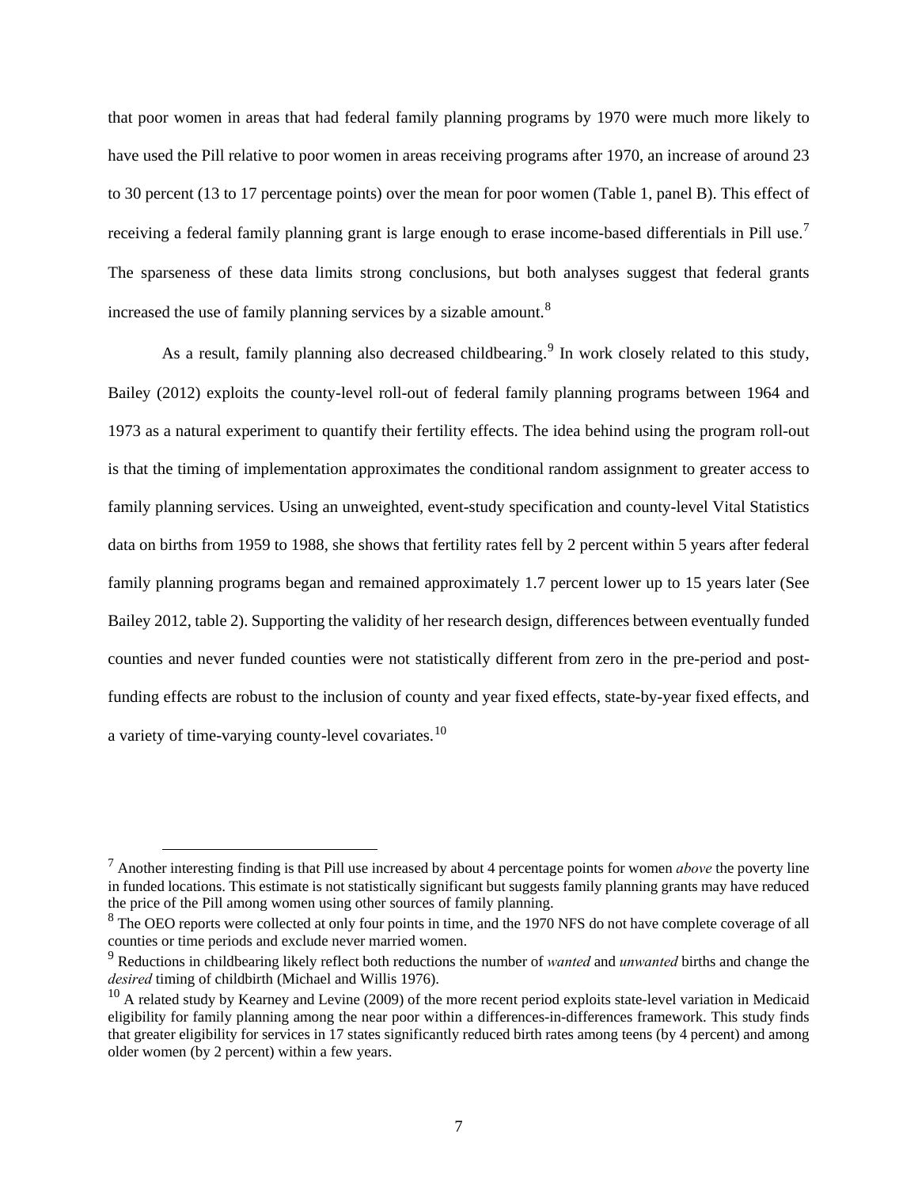that poor women in areas that had federal family planning programs by 1970 were much more likely to have used the Pill relative to poor women in areas receiving programs after 1970, an increase of around 23 to 30 percent (13 to 17 percentage points) over the mean for poor women (Table 1, panel B). This effect of receiving a federal family planning grant is large enough to erase income-based differentials in Pill use.[7] The sparseness of these data limits strong conclusions, but both analyses suggest that federal grants increased the use of family planning services by a sizable amount.[8]

As a result, family planning also decreased childbearing.[9] In work closely related to this study, Bailey (2012) exploits the county-level roll-out of federal family planning programs between 1964 and 1973 as a natural experiment to quantify their fertility effects. The idea behind using the program roll-out is that the timing of implementation approximates the conditional random assignment to greater access to family planning services. Using an unweighted, event-study specification and county-level Vital Statistics data on births from 1959 to 1988, she shows that fertility rates fell by 2 percent within 5 years after federal family planning programs began and remained approximately 1.7 percent lower up to 15 years later (See Bailey 2012, table 2). Supporting the validity of her research design, differences between eventually funded counties and never funded counties were not statistically different from zero in the pre-period and post-funding effects are robust to the inclusion of county and year fixed effects, state-by-year fixed effects, and a variety of time-varying county-level covariates.[10]

---

[7] Another interesting finding is that Pill use increased by about 4 percentage points for women *above* the poverty line in funded locations. This estimate is not statistically significant but suggests family planning grants may have reduced the price of the Pill among women using other sources of family planning.

[8] The OEO reports were collected at only four points in time, and the 1970 NFS do not have complete coverage of all counties or time periods and exclude never married women.

[9] Reductions in childbearing likely reflect both reductions the number of *wanted* and *unwanted* births and change the *desired* timing of childbirth (Michael and Willis 1976).

[10] A related study by Kearney and Levine (2009) of the more recent period exploits state-level variation in Medicaid eligibility for family planning among the near poor within a differences-in-differences framework. This study finds that greater eligibility for services in 17 states significantly reduced birth rates among teens (by 4 percent) and among older women (by 2 percent) within a few years.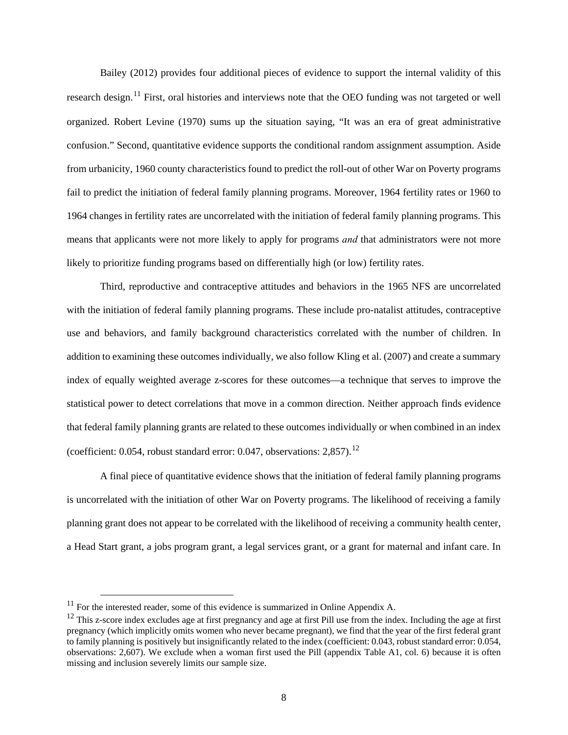Bailey (2012) provides four additional pieces of evidence to support the internal validity of this research design.[11] First, oral histories and interviews note that the OEO funding was not targeted or well organized. Robert Levine (1970) sums up the situation saying, "It was an era of great administrative confusion." Second, quantitative evidence supports the conditional random assignment assumption. Aside from urbanicity, 1960 county characteristics found to predict the roll-out of other War on Poverty programs fail to predict the initiation of federal family planning programs. Moreover, 1964 fertility rates or 1960 to 1964 changes in fertility rates are uncorrelated with the initiation of federal family planning programs. This means that applicants were not more likely to apply for programs *and* that administrators were not more likely to prioritize funding programs based on differentially high (or low) fertility rates.

Third, reproductive and contraceptive attitudes and behaviors in the 1965 NFS are uncorrelated with the initiation of federal family planning programs. These include pro-natalist attitudes, contraceptive use and behaviors, and family background characteristics correlated with the number of children. In addition to examining these outcomes individually, we also follow Kling et al. (2007) and create a summary index of equally weighted average z-scores for these outcomes—a technique that serves to improve the statistical power to detect correlations that move in a common direction. Neither approach finds evidence that federal family planning grants are related to these outcomes individually or when combined in an index (coefficient: 0.054, robust standard error: 0.047, observations: 2,857).[12]

A final piece of quantitative evidence shows that the initiation of federal family planning programs is uncorrelated with the initiation of other War on Poverty programs. The likelihood of receiving a family planning grant does not appear to be correlated with the likelihood of receiving a community health center, a Head Start grant, a jobs program grant, a legal services grant, or a grant for maternal and infant care. In

[11] For the interested reader, some of this evidence is summarized in Online Appendix A.

[12] This z-score index excludes age at first pregnancy and age at first Pill use from the index. Including the age at first pregnancy (which implicitly omits women who never became pregnant), we find that the year of the first federal grant to family planning is positively but insignificantly related to the index (coefficient: 0.043, robust standard error: 0.054, observations: 2,607). We exclude when a woman first used the Pill (appendix Table A1, col. 6) because it is often missing and inclusion severely limits our sample size.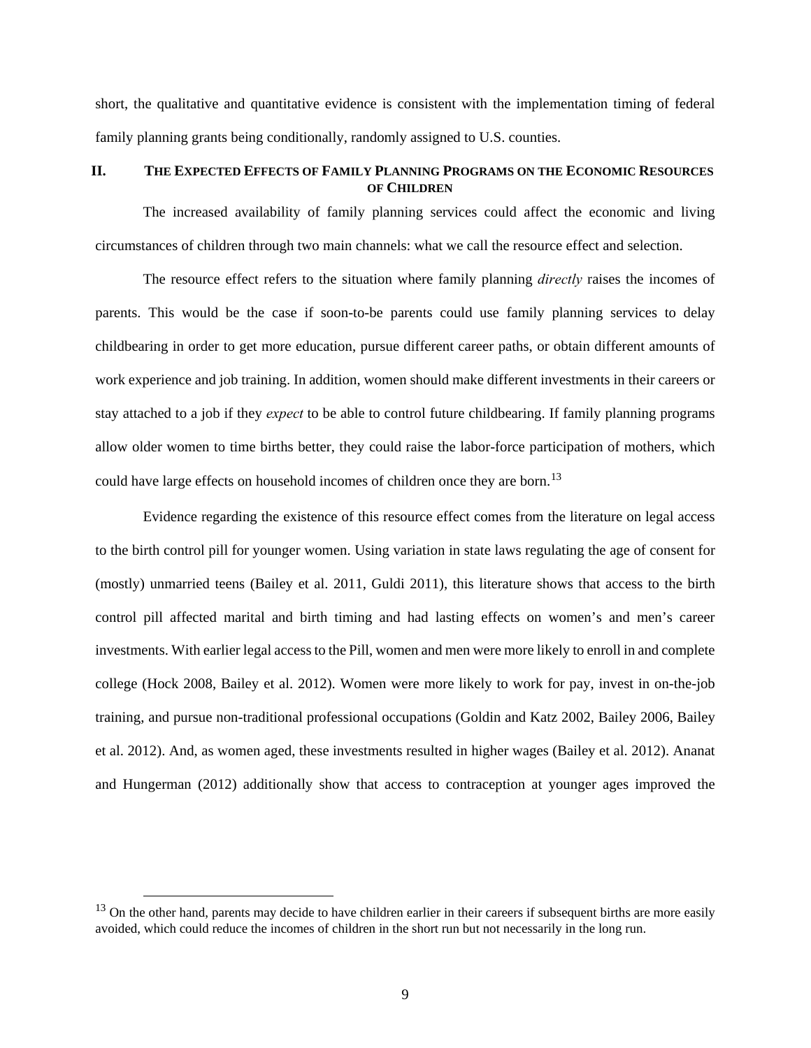short, the qualitative and quantitative evidence is consistent with the implementation timing of federal family planning grants being conditionally, randomly assigned to U.S. counties.

## II. THE EXPECTED EFFECTS OF FAMILY PLANNING PROGRAMS ON THE ECONOMIC RESOURCES OF CHILDREN

The increased availability of family planning services could affect the economic and living circumstances of children through two main channels: what we call the resource effect and selection.

The resource effect refers to the situation where family planning *directly* raises the incomes of parents. This would be the case if soon-to-be parents could use family planning services to delay childbearing in order to get more education, pursue different career paths, or obtain different amounts of work experience and job training. In addition, women should make different investments in their careers or stay attached to a job if they *expect* to be able to control future childbearing. If family planning programs allow older women to time births better, they could raise the labor-force participation of mothers, which could have large effects on household incomes of children once they are born.[13]

Evidence regarding the existence of this resource effect comes from the literature on legal access to the birth control pill for younger women. Using variation in state laws regulating the age of consent for (mostly) unmarried teens (Bailey et al. 2011, Guldi 2011), this literature shows that access to the birth control pill affected marital and birth timing and had lasting effects on women's and men's career investments. With earlier legal access to the Pill, women and men were more likely to enroll in and complete college (Hock 2008, Bailey et al. 2012). Women were more likely to work for pay, invest in on-the-job training, and pursue non-traditional professional occupations (Goldin and Katz 2002, Bailey 2006, Bailey et al. 2012). And, as women aged, these investments resulted in higher wages (Bailey et al. 2012). Ananat and Hungerman (2012) additionally show that access to contraception at younger ages improved the

[13] On the other hand, parents may decide to have children earlier in their careers if subsequent births are more easily avoided, which could reduce the incomes of children in the short run but not necessarily in the long run.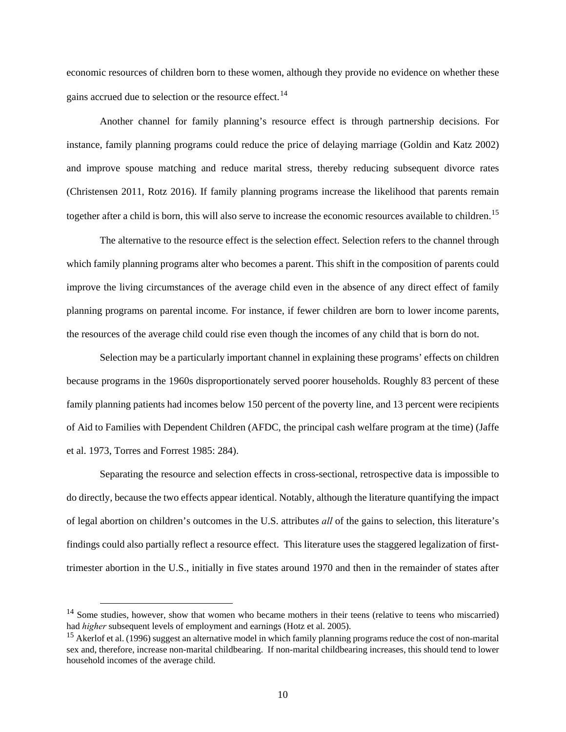economic resources of children born to these women, although they provide no evidence on whether these gains accrued due to selection or the resource effect.[14]

Another channel for family planning's resource effect is through partnership decisions. For instance, family planning programs could reduce the price of delaying marriage (Goldin and Katz 2002) and improve spouse matching and reduce marital stress, thereby reducing subsequent divorce rates (Christensen 2011, Rotz 2016). If family planning programs increase the likelihood that parents remain together after a child is born, this will also serve to increase the economic resources available to children.[15]

The alternative to the resource effect is the selection effect. Selection refers to the channel through which family planning programs alter who becomes a parent. This shift in the composition of parents could improve the living circumstances of the average child even in the absence of any direct effect of family planning programs on parental income. For instance, if fewer children are born to lower income parents, the resources of the average child could rise even though the incomes of any child that is born do not.

Selection may be a particularly important channel in explaining these programs' effects on children because programs in the 1960s disproportionately served poorer households. Roughly 83 percent of these family planning patients had incomes below 150 percent of the poverty line, and 13 percent were recipients of Aid to Families with Dependent Children (AFDC, the principal cash welfare program at the time) (Jaffe et al. 1973, Torres and Forrest 1985: 284).

Separating the resource and selection effects in cross-sectional, retrospective data is impossible to do directly, because the two effects appear identical. Notably, although the literature quantifying the impact of legal abortion on children's outcomes in the U.S. attributes *all* of the gains to selection, this literature's findings could also partially reflect a resource effect. This literature uses the staggered legalization of first-trimester abortion in the U.S., initially in five states around 1970 and then in the remainder of states after

[14] Some studies, however, show that women who became mothers in their teens (relative to teens who miscarried) had *higher* subsequent levels of employment and earnings (Hotz et al. 2005).

[15] Akerlof et al. (1996) suggest an alternative model in which family planning programs reduce the cost of non-marital sex and, therefore, increase non-marital childbearing. If non-marital childbearing increases, this should tend to lower household incomes of the average child.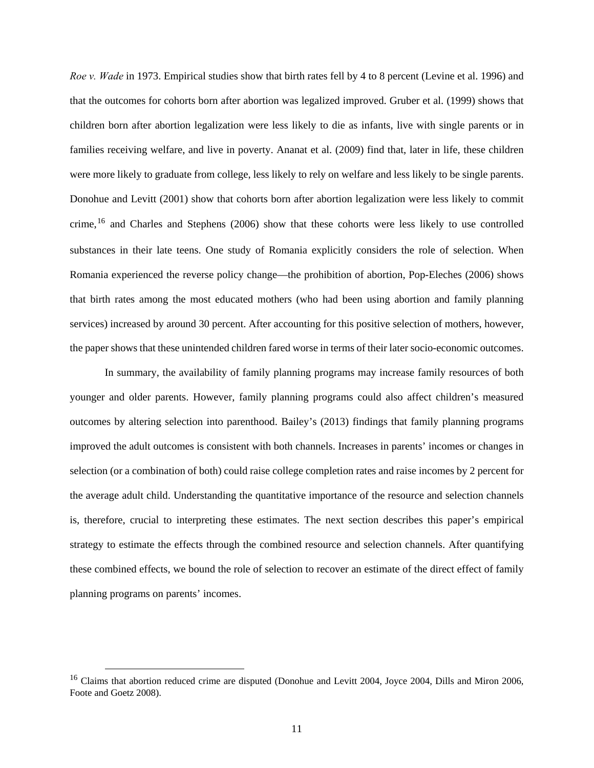*Roe v. Wade* in 1973. Empirical studies show that birth rates fell by 4 to 8 percent (Levine et al. 1996) and that the outcomes for cohorts born after abortion was legalized improved. Gruber et al. (1999) shows that children born after abortion legalization were less likely to die as infants, live with single parents or in families receiving welfare, and live in poverty. Ananat et al. (2009) find that, later in life, these children were more likely to graduate from college, less likely to rely on welfare and less likely to be single parents. Donohue and Levitt (2001) show that cohorts born after abortion legalization were less likely to commit crime,[16] and Charles and Stephens (2006) show that these cohorts were less likely to use controlled substances in their late teens. One study of Romania explicitly considers the role of selection. When Romania experienced the reverse policy change—the prohibition of abortion, Pop-Eleches (2006) shows that birth rates among the most educated mothers (who had been using abortion and family planning services) increased by around 30 percent. After accounting for this positive selection of mothers, however, the paper shows that these unintended children fared worse in terms of their later socio-economic outcomes.

In summary, the availability of family planning programs may increase family resources of both younger and older parents. However, family planning programs could also affect children's measured outcomes by altering selection into parenthood. Bailey's (2013) findings that family planning programs improved the adult outcomes is consistent with both channels. Increases in parents' incomes or changes in selection (or a combination of both) could raise college completion rates and raise incomes by 2 percent for the average adult child. Understanding the quantitative importance of the resource and selection channels is, therefore, crucial to interpreting these estimates. The next section describes this paper's empirical strategy to estimate the effects through the combined resource and selection channels. After quantifying these combined effects, we bound the role of selection to recover an estimate of the direct effect of family planning programs on parents' incomes.

[16] Claims that abortion reduced crime are disputed (Donohue and Levitt 2004, Joyce 2004, Dills and Miron 2006, Foote and Goetz 2008).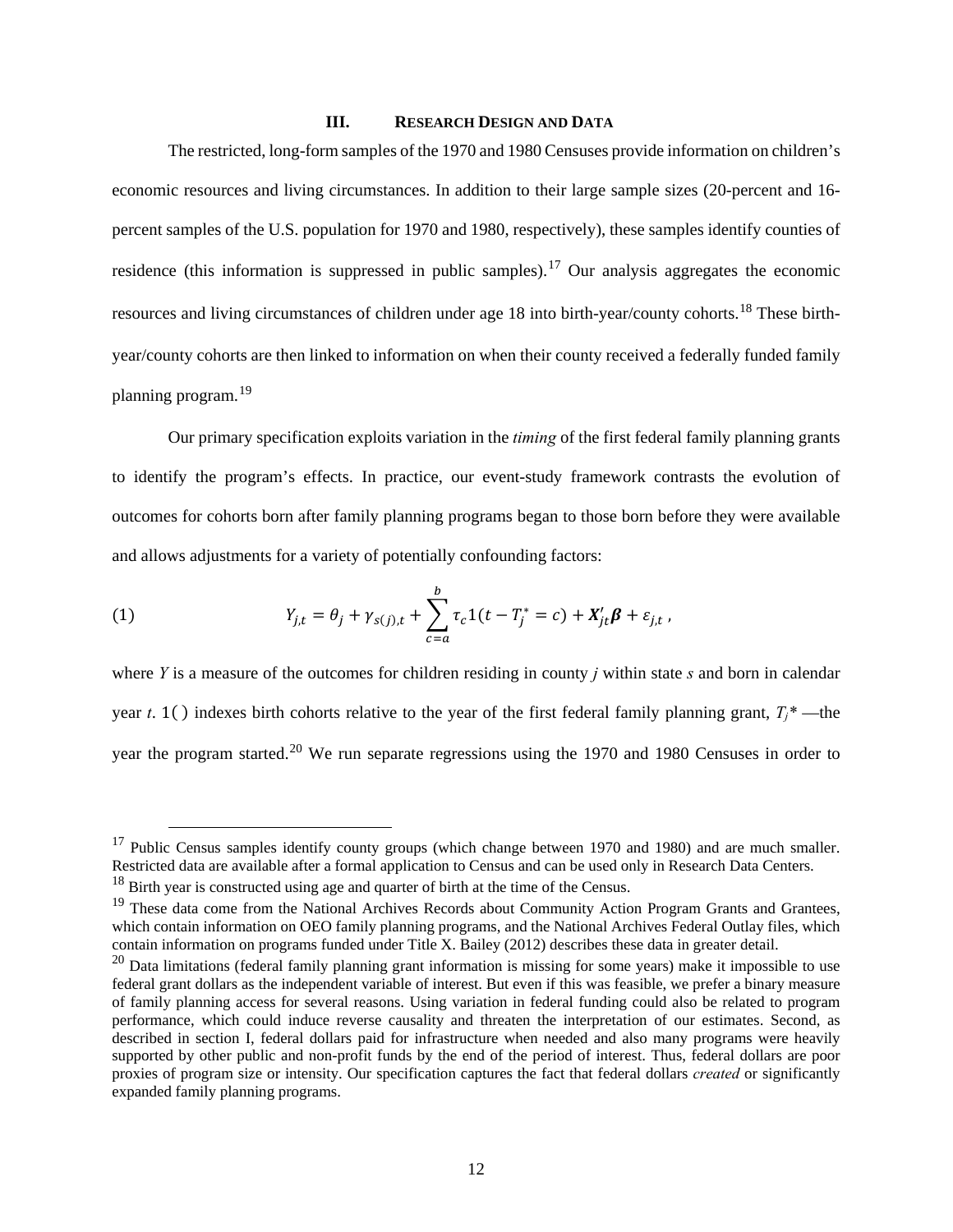### III. RESEARCH DESIGN AND DATA

The restricted, long-form samples of the 1970 and 1980 Censuses provide information on children's economic resources and living circumstances. In addition to their large sample sizes (20-percent and 16-percent samples of the U.S. population for 1970 and 1980, respectively), these samples identify counties of residence (this information is suppressed in public samples).[17] Our analysis aggregates the economic resources and living circumstances of children under age 18 into birth-year/county cohorts.[18] These birth-year/county cohorts are then linked to information on when their county received a federally funded family planning program.[19]

Our primary specification exploits variation in the *timing* of the first federal family planning grants to identify the program's effects. In practice, our event-study framework contrasts the evolution of outcomes for cohorts born after family planning programs began to those born before they were available and allows adjustments for a variety of potentially confounding factors:

$$Y_{j,t} = \theta_j + \gamma_{s(j),t} + \sum_{c=a}^{b} \tau_c 1(t - T_j^* = c) + \boldsymbol{X}_{jt}'\boldsymbol{\beta} + \varepsilon_{j,t} \ , \tag{1}$$

where *Y* is a measure of the outcomes for children residing in county *j* within state *s* and born in calendar year *t*. $1(\,)$ indexes birth cohorts relative to the year of the first federal family planning grant, $T_j*$ —the year the program started.[20] We run separate regressions using the 1970 and 1980 Censuses in order to

---

[17] Public Census samples identify county groups (which change between 1970 and 1980) and are much smaller. Restricted data are available after a formal application to Census and can be used only in Research Data Centers.

[18] Birth year is constructed using age and quarter of birth at the time of the Census.

[19] These data come from the National Archives Records about Community Action Program Grants and Grantees, which contain information on OEO family planning programs, and the National Archives Federal Outlay files, which contain information on programs funded under Title X. Bailey (2012) describes these data in greater detail.

[20] Data limitations (federal family planning grant information is missing for some years) make it impossible to use federal grant dollars as the independent variable of interest. But even if this was feasible, we prefer a binary measure of family planning access for several reasons. Using variation in federal funding could also be related to program performance, which could induce reverse causality and threaten the interpretation of our estimates. Second, as described in section I, federal dollars paid for infrastructure when needed and also many programs were heavily supported by other public and non-profit funds by the end of the period of interest. Thus, federal dollars are poor proxies of program size or intensity. Our specification captures the fact that federal dollars *created* or significantly expanded family planning programs.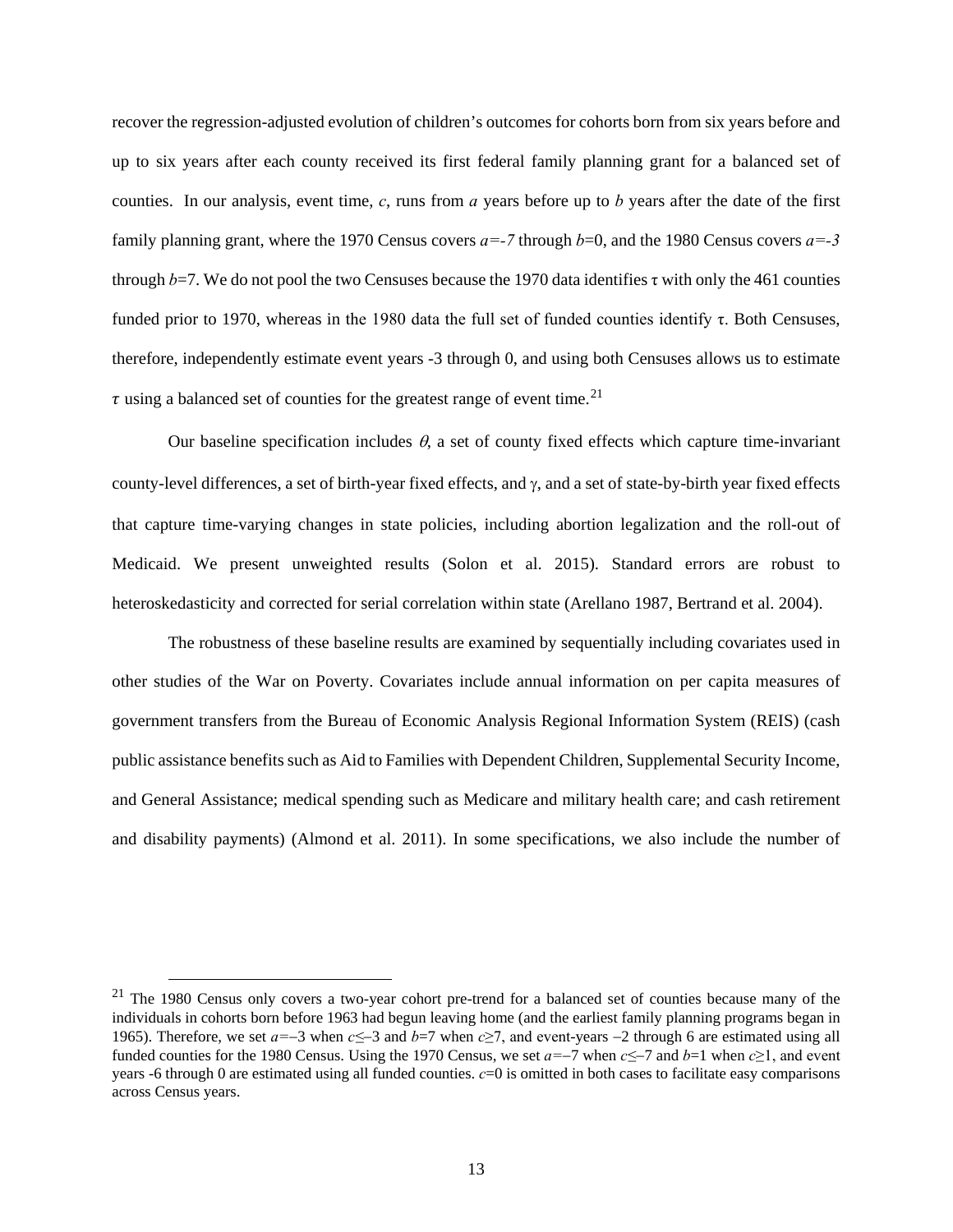recover the regression-adjusted evolution of children's outcomes for cohorts born from six years before and up to six years after each county received its first federal family planning grant for a balanced set of counties. In our analysis, event time, $c$, runs from $a$ years before up to $b$ years after the date of the first family planning grant, where the 1970 Census covers $a=-7$ through $b=0$, and the 1980 Census covers $a=-3$ through $b=7$. We do not pool the two Censuses because the 1970 data identifies $\tau$ with only the 461 counties funded prior to 1970, whereas in the 1980 data the full set of funded counties identify $\tau$. Both Censuses, therefore, independently estimate event years -3 through 0, and using both Censuses allows us to estimate $\tau$ using a balanced set of counties for the greatest range of event time.[21]

Our baseline specification includes $\theta$, a set of county fixed effects which capture time-invariant county-level differences, a set of birth-year fixed effects, and $\gamma$, and a set of state-by-birth year fixed effects that capture time-varying changes in state policies, including abortion legalization and the roll-out of Medicaid. We present unweighted results (Solon et al. 2015). Standard errors are robust to heteroskedasticity and corrected for serial correlation within state (Arellano 1987, Bertrand et al. 2004).

The robustness of these baseline results are examined by sequentially including covariates used in other studies of the War on Poverty. Covariates include annual information on per capita measures of government transfers from the Bureau of Economic Analysis Regional Information System (REIS) (cash public assistance benefits such as Aid to Families with Dependent Children, Supplemental Security Income, and General Assistance; medical spending such as Medicare and military health care; and cash retirement and disability payments) (Almond et al. 2011). In some specifications, we also include the number of

---

[21] The 1980 Census only covers a two-year cohort pre-trend for a balanced set of counties because many of the individuals in cohorts born before 1963 had begun leaving home (and the earliest family planning programs began in 1965). Therefore, we set $a=-3$ when $c\leq-3$ and $b=7$ when $c\geq7$, and event-years $-2$ through 6 are estimated using all funded counties for the 1980 Census. Using the 1970 Census, we set $a=-7$ when $c\leq-7$ and $b=1$ when $c\geq1$, and event years -6 through 0 are estimated using all funded counties. $c=0$ is omitted in both cases to facilitate easy comparisons across Census years.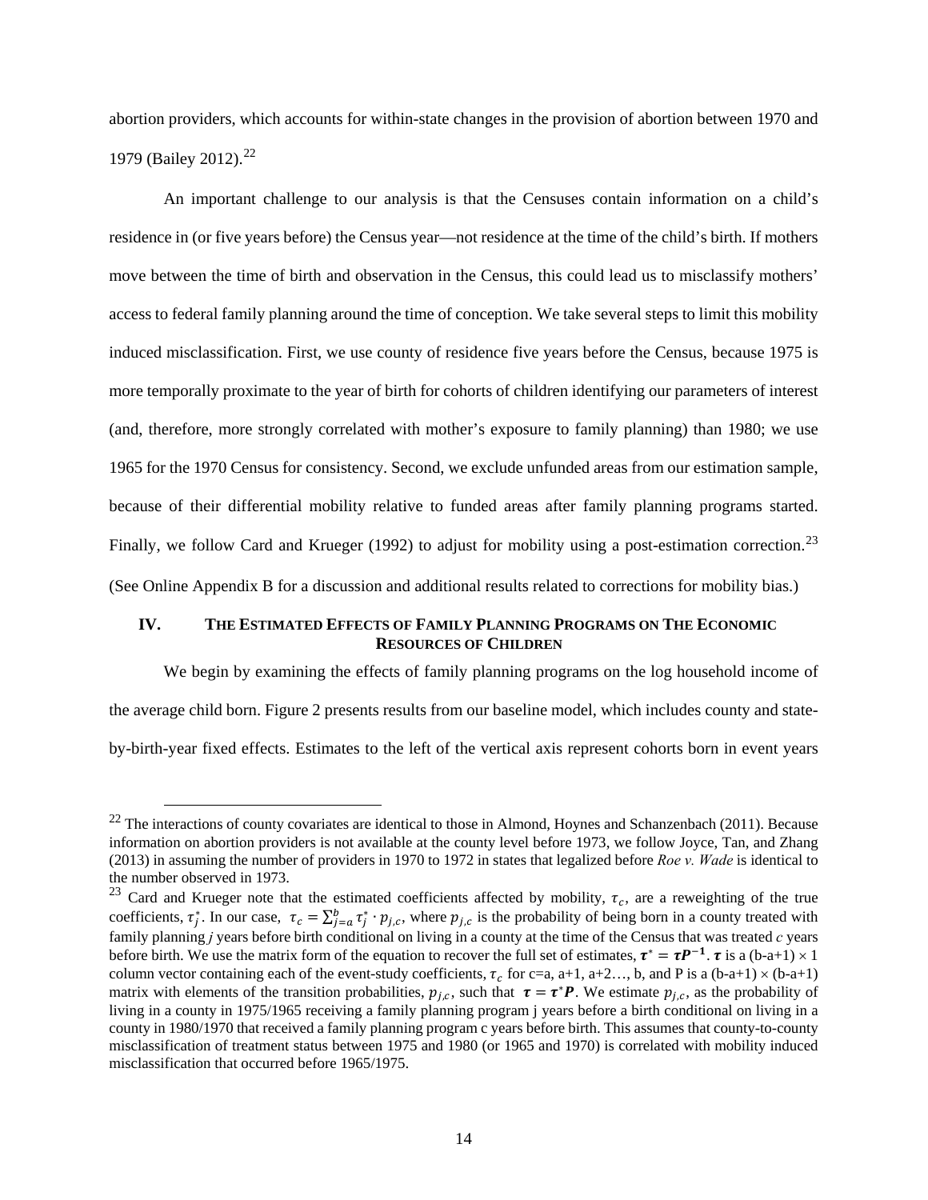abortion providers, which accounts for within-state changes in the provision of abortion between 1970 and 1979 (Bailey 2012).[22]

An important challenge to our analysis is that the Censuses contain information on a child's residence in (or five years before) the Census year—not residence at the time of the child's birth. If mothers move between the time of birth and observation in the Census, this could lead us to misclassify mothers' access to federal family planning around the time of conception. We take several steps to limit this mobility induced misclassification. First, we use county of residence five years before the Census, because 1975 is more temporally proximate to the year of birth for cohorts of children identifying our parameters of interest (and, therefore, more strongly correlated with mother's exposure to family planning) than 1980; we use 1965 for the 1970 Census for consistency. Second, we exclude unfunded areas from our estimation sample, because of their differential mobility relative to funded areas after family planning programs started. Finally, we follow Card and Krueger (1992) to adjust for mobility using a post-estimation correction.[23] (See Online Appendix B for a discussion and additional results related to corrections for mobility bias.)

## IV. The Estimated Effects of Family Planning Programs on The Economic Resources of Children

We begin by examining the effects of family planning programs on the log household income of the average child born. Figure 2 presents results from our baseline model, which includes county and state-by-birth-year fixed effects. Estimates to the left of the vertical axis represent cohorts born in event years

---

[22] The interactions of county covariates are identical to those in Almond, Hoynes and Schanzenbach (2011). Because information on abortion providers is not available at the county level before 1973, we follow Joyce, Tan, and Zhang (2013) in assuming the number of providers in 1970 to 1972 in states that legalized before *Roe v. Wade* is identical to the number observed in 1973.

[23] Card and Krueger note that the estimated coefficients affected by mobility, $\tau_c$, are a reweighting of the true coefficients, $\tau_j^*$. In our case, $\tau_c = \sum_{j=a}^{b} \tau_j^* \cdot p_{j,c}$, where $p_{j,c}$ is the probability of being born in a county treated with family planning *j* years before birth conditional on living in a county at the time of the Census that was treated *c* years before birth. We use the matrix form of the equation to recover the full set of estimates, $\boldsymbol{\tau}^* = \boldsymbol{\tau}\boldsymbol{P}^{-1}$. $\boldsymbol{\tau}$ is a (b-a+1) × 1 column vector containing each of the event-study coefficients, $\tau_c$ for c=a, a+1, a+2…, b, and P is a (b-a+1) × (b-a+1) matrix with elements of the transition probabilities, $p_{j,c}$, such that $\boldsymbol{\tau} = \boldsymbol{\tau}^*\boldsymbol{P}$. We estimate $p_{j,c}$, as the probability of living in a county in 1975/1965 receiving a family planning program j years before a birth conditional on living in a county in 1980/1970 that received a family planning program c years before birth. This assumes that county-to-county misclassification of treatment status between 1975 and 1980 (or 1965 and 1970) is correlated with mobility induced misclassification that occurred before 1965/1975.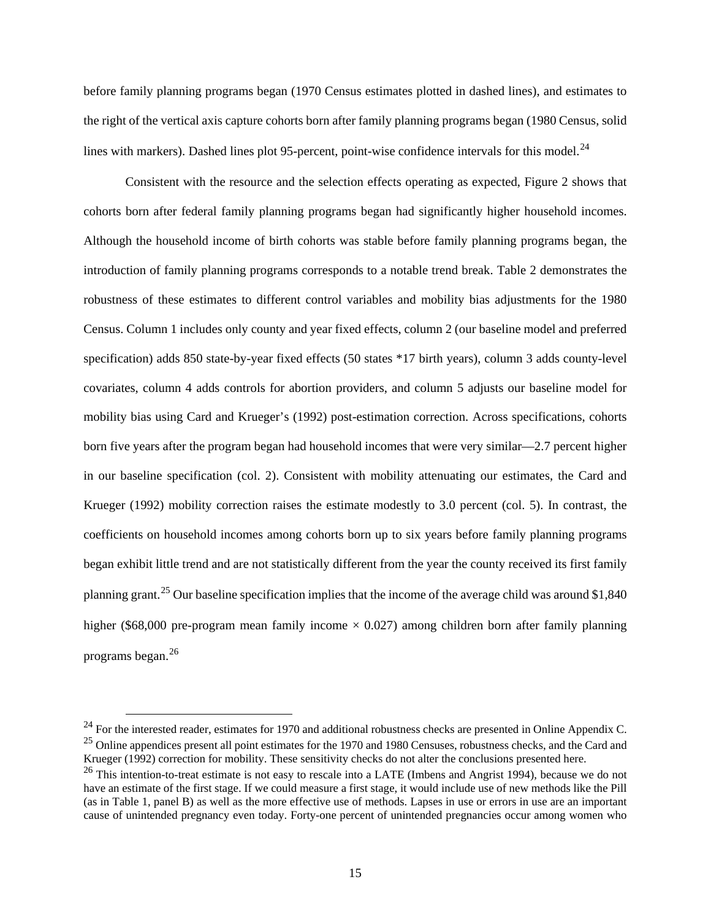before family planning programs began (1970 Census estimates plotted in dashed lines), and estimates to the right of the vertical axis capture cohorts born after family planning programs began (1980 Census, solid lines with markers). Dashed lines plot 95-percent, point-wise confidence intervals for this model.[24]

Consistent with the resource and the selection effects operating as expected, Figure 2 shows that cohorts born after federal family planning programs began had significantly higher household incomes. Although the household income of birth cohorts was stable before family planning programs began, the introduction of family planning programs corresponds to a notable trend break. Table 2 demonstrates the robustness of these estimates to different control variables and mobility bias adjustments for the 1980 Census. Column 1 includes only county and year fixed effects, column 2 (our baseline model and preferred specification) adds 850 state-by-year fixed effects (50 states *17 birth years), column 3 adds county-level covariates, column 4 adds controls for abortion providers, and column 5 adjusts our baseline model for mobility bias using Card and Krueger's (1992) post-estimation correction. Across specifications, cohorts born five years after the program began had household incomes that were very similar—2.7 percent higher in our baseline specification (col. 2). Consistent with mobility attenuating our estimates, the Card and Krueger (1992) mobility correction raises the estimate modestly to 3.0 percent (col. 5). In contrast, the coefficients on household incomes among cohorts born up to six years before family planning programs began exhibit little trend and are not statistically different from the year the county received its first family planning grant.[25] Our baseline specification implies that the income of the average child was around $1,840 higher ($68,000 pre-program mean family income × 0.027) among children born after family planning programs began.[26]

---

[24] For the interested reader, estimates for 1970 and additional robustness checks are presented in Online Appendix C.

[25] Online appendices present all point estimates for the 1970 and 1980 Censuses, robustness checks, and the Card and Krueger (1992) correction for mobility. These sensitivity checks do not alter the conclusions presented here.

[26] This intention-to-treat estimate is not easy to rescale into a LATE (Imbens and Angrist 1994), because we do not have an estimate of the first stage. If we could measure a first stage, it would include use of new methods like the Pill (as in Table 1, panel B) as well as the more effective use of methods. Lapses in use or errors in use are an important cause of unintended pregnancy even today. Forty-one percent of unintended pregnancies occur among women who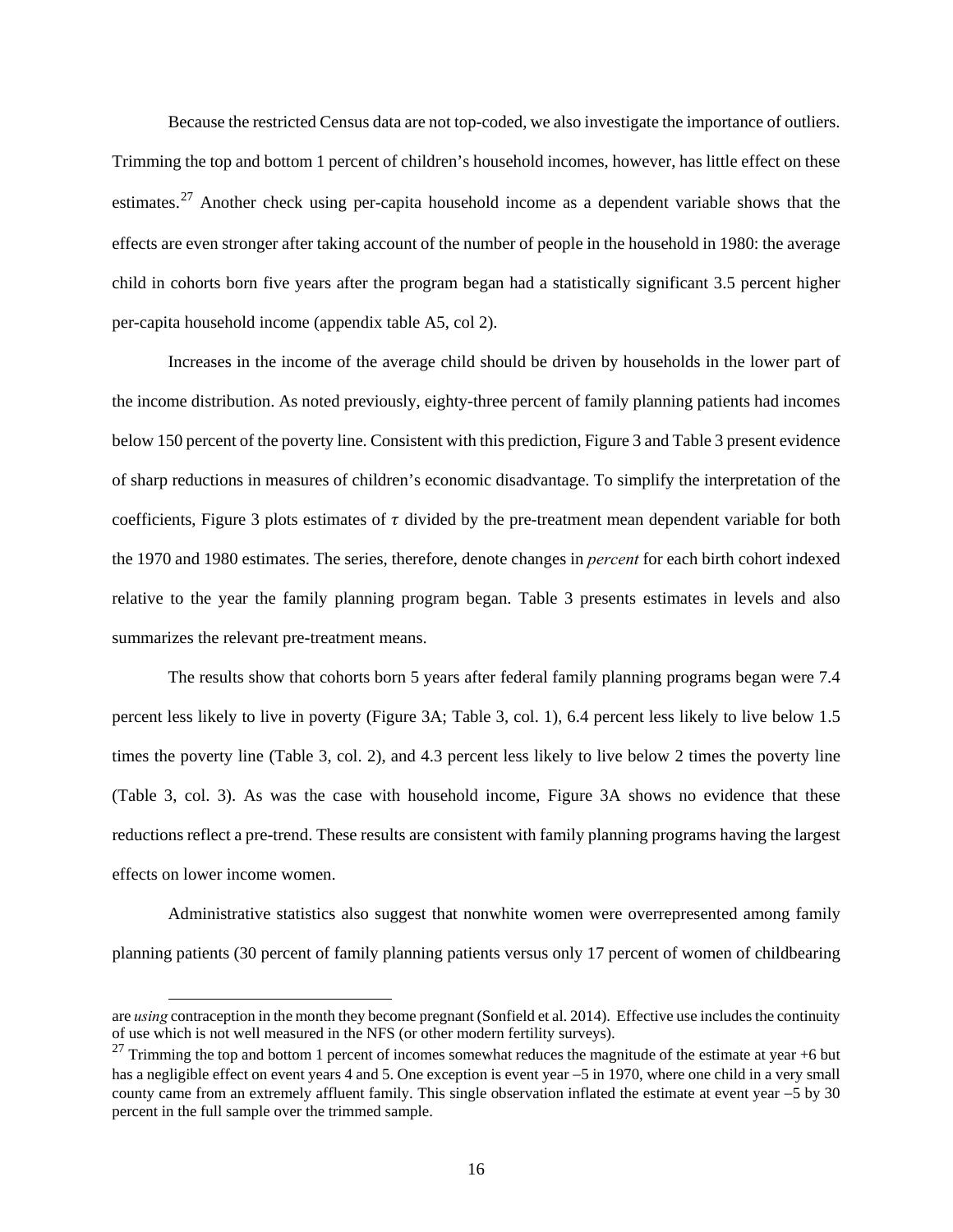Because the restricted Census data are not top-coded, we also investigate the importance of outliers. Trimming the top and bottom 1 percent of children's household incomes, however, has little effect on these estimates.[27] Another check using per-capita household income as a dependent variable shows that the effects are even stronger after taking account of the number of people in the household in 1980: the average child in cohorts born five years after the program began had a statistically significant 3.5 percent higher per-capita household income (appendix table A5, col 2).

Increases in the income of the average child should be driven by households in the lower part of the income distribution. As noted previously, eighty-three percent of family planning patients had incomes below 150 percent of the poverty line. Consistent with this prediction, Figure 3 and Table 3 present evidence of sharp reductions in measures of children's economic disadvantage. To simplify the interpretation of the coefficients, Figure 3 plots estimates of $\tau$ divided by the pre-treatment mean dependent variable for both the 1970 and 1980 estimates. The series, therefore, denote changes in *percent* for each birth cohort indexed relative to the year the family planning program began. Table 3 presents estimates in levels and also summarizes the relevant pre-treatment means.

The results show that cohorts born 5 years after federal family planning programs began were 7.4 percent less likely to live in poverty (Figure 3A; Table 3, col. 1), 6.4 percent less likely to live below 1.5 times the poverty line (Table 3, col. 2), and 4.3 percent less likely to live below 2 times the poverty line (Table 3, col. 3). As was the case with household income, Figure 3A shows no evidence that these reductions reflect a pre-trend. These results are consistent with family planning programs having the largest effects on lower income women.

Administrative statistics also suggest that nonwhite women were overrepresented among family planning patients (30 percent of family planning patients versus only 17 percent of women of childbearing

---

are *using* contraception in the month they become pregnant (Sonfield et al. 2014). Effective use includes the continuity of use which is not well measured in the NFS (or other modern fertility surveys).

[27] Trimming the top and bottom 1 percent of incomes somewhat reduces the magnitude of the estimate at year +6 but has a negligible effect on event years 4 and 5. One exception is event year −5 in 1970, where one child in a very small county came from an extremely affluent family. This single observation inflated the estimate at event year −5 by 30 percent in the full sample over the trimmed sample.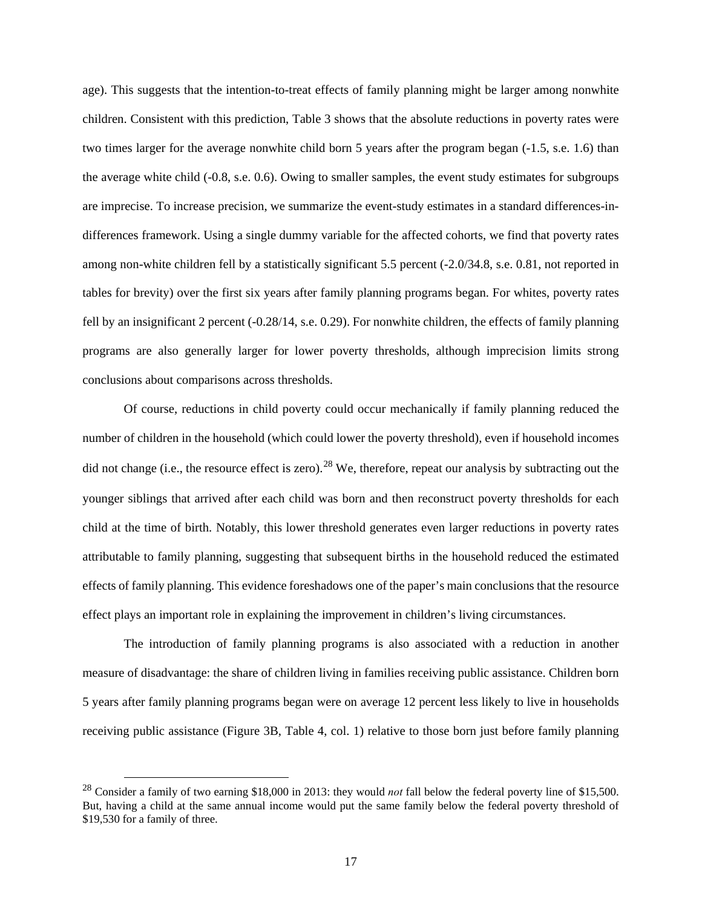age). This suggests that the intention-to-treat effects of family planning might be larger among nonwhite children. Consistent with this prediction, Table 3 shows that the absolute reductions in poverty rates were two times larger for the average nonwhite child born 5 years after the program began (-1.5, s.e. 1.6) than the average white child (-0.8, s.e. 0.6). Owing to smaller samples, the event study estimates for subgroups are imprecise. To increase precision, we summarize the event-study estimates in a standard differences-in-differences framework. Using a single dummy variable for the affected cohorts, we find that poverty rates among non-white children fell by a statistically significant 5.5 percent (-2.0/34.8, s.e. 0.81, not reported in tables for brevity) over the first six years after family planning programs began. For whites, poverty rates fell by an insignificant 2 percent (-0.28/14, s.e. 0.29). For nonwhite children, the effects of family planning programs are also generally larger for lower poverty thresholds, although imprecision limits strong conclusions about comparisons across thresholds.

Of course, reductions in child poverty could occur mechanically if family planning reduced the number of children in the household (which could lower the poverty threshold), even if household incomes did not change (i.e., the resource effect is zero).[28] We, therefore, repeat our analysis by subtracting out the younger siblings that arrived after each child was born and then reconstruct poverty thresholds for each child at the time of birth. Notably, this lower threshold generates even larger reductions in poverty rates attributable to family planning, suggesting that subsequent births in the household reduced the estimated effects of family planning. This evidence foreshadows one of the paper's main conclusions that the resource effect plays an important role in explaining the improvement in children's living circumstances.

The introduction of family planning programs is also associated with a reduction in another measure of disadvantage: the share of children living in families receiving public assistance. Children born 5 years after family planning programs began were on average 12 percent less likely to live in households receiving public assistance (Figure 3B, Table 4, col. 1) relative to those born just before family planning

[28] Consider a family of two earning $18,000 in 2013: they would *not* fall below the federal poverty line of $15,500. But, having a child at the same annual income would put the same family below the federal poverty threshold of $19,530 for a family of three.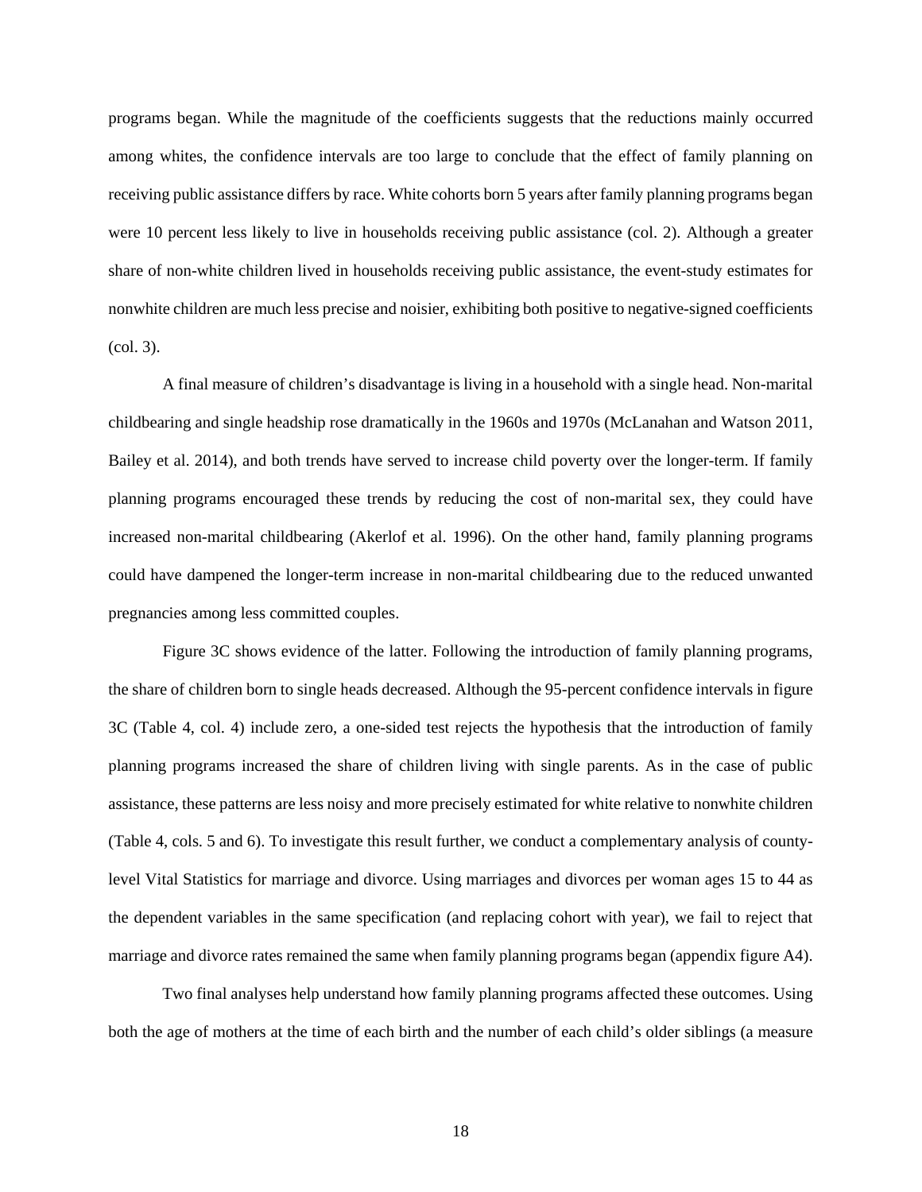programs began. While the magnitude of the coefficients suggests that the reductions mainly occurred among whites, the confidence intervals are too large to conclude that the effect of family planning on receiving public assistance differs by race. White cohorts born 5 years after family planning programs began were 10 percent less likely to live in households receiving public assistance (col. 2). Although a greater share of non-white children lived in households receiving public assistance, the event-study estimates for nonwhite children are much less precise and noisier, exhibiting both positive to negative-signed coefficients (col. 3).

A final measure of children's disadvantage is living in a household with a single head. Non-marital childbearing and single headship rose dramatically in the 1960s and 1970s (McLanahan and Watson 2011, Bailey et al. 2014), and both trends have served to increase child poverty over the longer-term. If family planning programs encouraged these trends by reducing the cost of non-marital sex, they could have increased non-marital childbearing (Akerlof et al. 1996). On the other hand, family planning programs could have dampened the longer-term increase in non-marital childbearing due to the reduced unwanted pregnancies among less committed couples.

Figure 3C shows evidence of the latter. Following the introduction of family planning programs, the share of children born to single heads decreased. Although the 95-percent confidence intervals in figure 3C (Table 4, col. 4) include zero, a one-sided test rejects the hypothesis that the introduction of family planning programs increased the share of children living with single parents. As in the case of public assistance, these patterns are less noisy and more precisely estimated for white relative to nonwhite children (Table 4, cols. 5 and 6). To investigate this result further, we conduct a complementary analysis of county-level Vital Statistics for marriage and divorce. Using marriages and divorces per woman ages 15 to 44 as the dependent variables in the same specification (and replacing cohort with year), we fail to reject that marriage and divorce rates remained the same when family planning programs began (appendix figure A4).

Two final analyses help understand how family planning programs affected these outcomes. Using both the age of mothers at the time of each birth and the number of each child's older siblings (a measure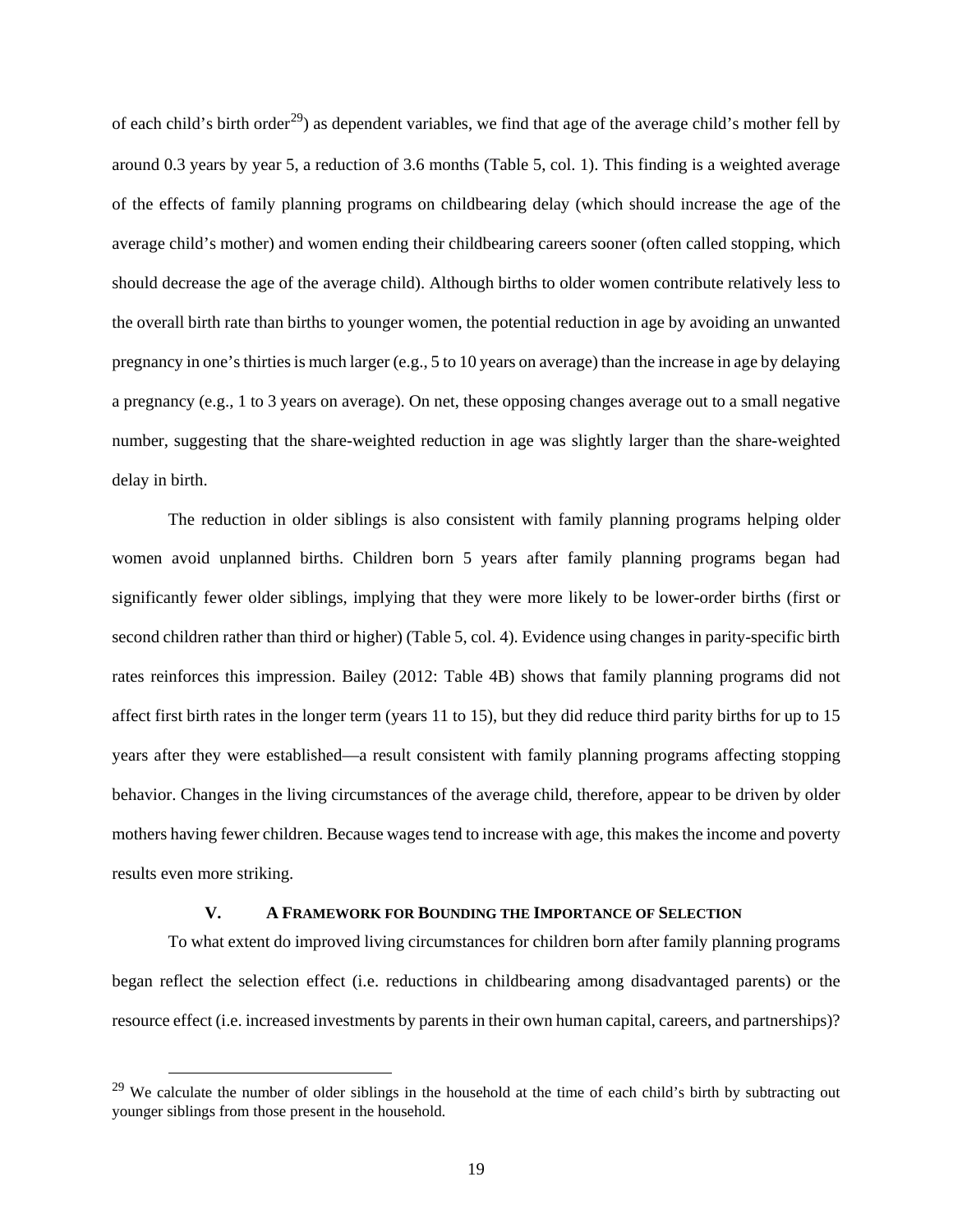of each child's birth order[29]) as dependent variables, we find that age of the average child's mother fell by around 0.3 years by year 5, a reduction of 3.6 months (Table 5, col. 1). This finding is a weighted average of the effects of family planning programs on childbearing delay (which should increase the age of the average child's mother) and women ending their childbearing careers sooner (often called stopping, which should decrease the age of the average child). Although births to older women contribute relatively less to the overall birth rate than births to younger women, the potential reduction in age by avoiding an unwanted pregnancy in one's thirties is much larger (e.g., 5 to 10 years on average) than the increase in age by delaying a pregnancy (e.g., 1 to 3 years on average). On net, these opposing changes average out to a small negative number, suggesting that the share-weighted reduction in age was slightly larger than the share-weighted delay in birth.

The reduction in older siblings is also consistent with family planning programs helping older women avoid unplanned births. Children born 5 years after family planning programs began had significantly fewer older siblings, implying that they were more likely to be lower-order births (first or second children rather than third or higher) (Table 5, col. 4). Evidence using changes in parity-specific birth rates reinforces this impression. Bailey (2012: Table 4B) shows that family planning programs did not affect first birth rates in the longer term (years 11 to 15), but they did reduce third parity births for up to 15 years after they were established—a result consistent with family planning programs affecting stopping behavior. Changes in the living circumstances of the average child, therefore, appear to be driven by older mothers having fewer children. Because wages tend to increase with age, this makes the income and poverty results even more striking.

## V. A Framework for Bounding the Importance of Selection

To what extent do improved living circumstances for children born after family planning programs began reflect the selection effect (i.e. reductions in childbearing among disadvantaged parents) or the resource effect (i.e. increased investments by parents in their own human capital, careers, and partnerships)?

[29] We calculate the number of older siblings in the household at the time of each child's birth by subtracting out younger siblings from those present in the household.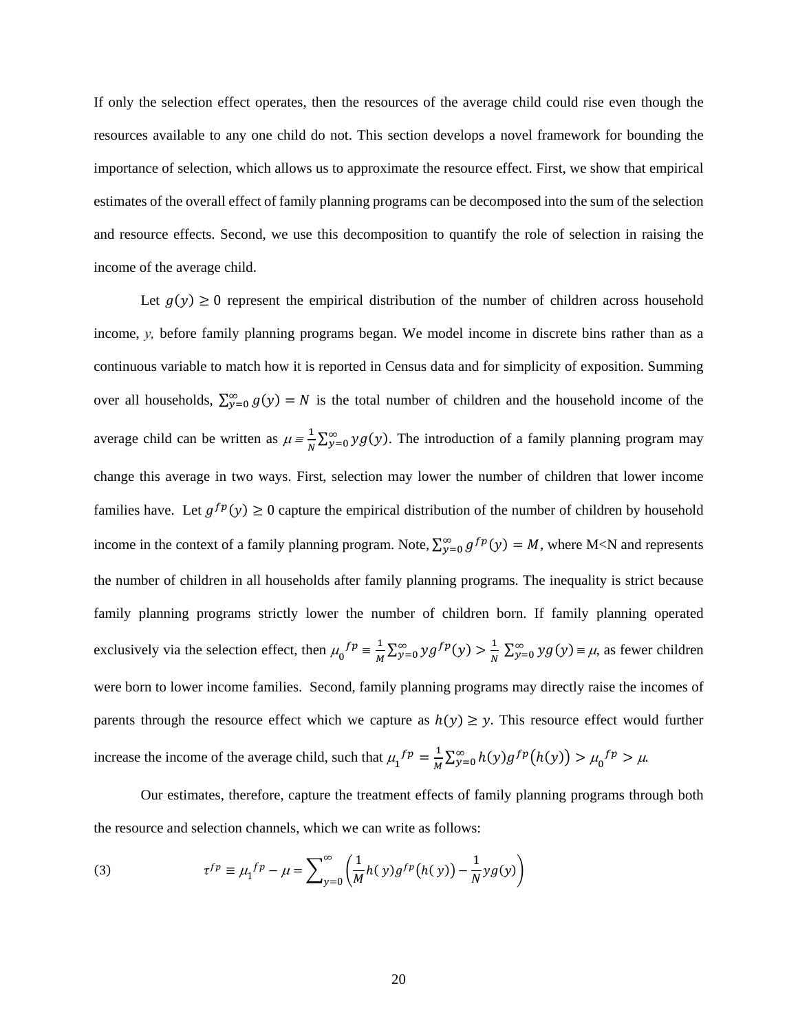If only the selection effect operates, then the resources of the average child could rise even though the resources available to any one child do not. This section develops a novel framework for bounding the importance of selection, which allows us to approximate the resource effect. First, we show that empirical estimates of the overall effect of family planning programs can be decomposed into the sum of the selection and resource effects. Second, we use this decomposition to quantify the role of selection in raising the income of the average child.

Let $g(y) \geq 0$ represent the empirical distribution of the number of children across household income, *y,* before family planning programs began. We model income in discrete bins rather than as a continuous variable to match how it is reported in Census data and for simplicity of exposition. Summing over all households, $\sum_{y=0}^{\infty} g(y) = N$ is the total number of children and the household income of the average child can be written as $\mu \equiv \frac{1}{N}\sum_{y=0}^{\infty} y g(y)$. The introduction of a family planning program may change this average in two ways. First, selection may lower the number of children that lower income families have. Let $g^{fp}(y) \geq 0$ capture the empirical distribution of the number of children by household income in the context of a family planning program. Note, $\sum_{y=0}^{\infty} g^{fp}(y) = M$, where M<N and represents the number of children in all households after family planning programs. The inequality is strict because family planning programs strictly lower the number of children born. If family planning operated exclusively via the selection effect, then ${\mu_0}^{fp} \equiv \frac{1}{M}\sum_{y=0}^{\infty} y g^{fp}(y) > \frac{1}{N}\sum_{y=0}^{\infty} y g(y) \equiv \mu$, as fewer children were born to lower income families. Second, family planning programs may directly raise the incomes of parents through the resource effect which we capture as $h(y) \geq y$. This resource effect would further increase the income of the average child, such that ${\mu_1}^{fp} = \frac{1}{M}\sum_{y=0}^{\infty} h(y) g^{fp}\big(h(y)\big) > {\mu_0}^{fp} > \mu$.

Our estimates, therefore, capture the treatment effects of family planning programs through both the resource and selection channels, which we can write as follows:

$$\tau^{fp} \equiv {\mu_1}^{fp} - \mu = \sum_{y=0}^{\infty} \left( \frac{1}{M} h(y) g^{fp}\big(h(y)\big) - \frac{1}{N} y g(y) \right) \tag{3}$$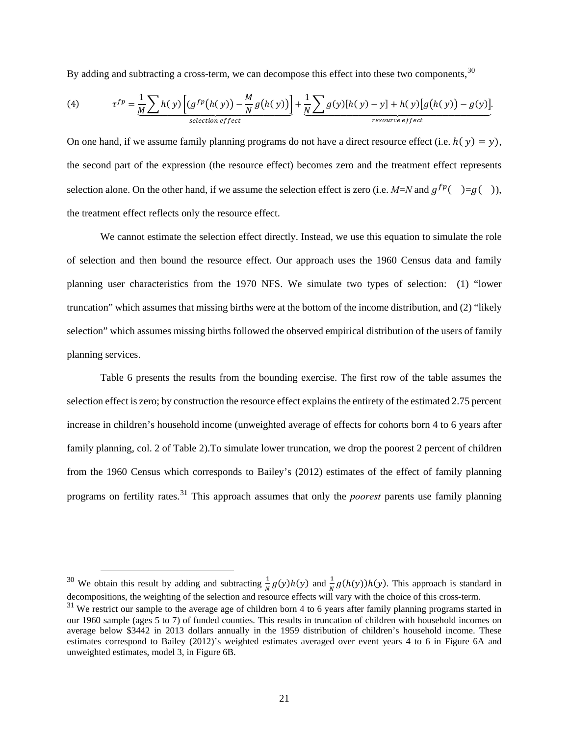By adding and subtracting a cross-term, we can decompose this effect into these two components,[30]

$$\tau^{fp} = \underbrace{\frac{1}{M}\sum h(y)\left[\left(g^{fp}\big(h(y)\big) - \frac{M}{N}g\big(h(y)\big)\right)\right]}_{selection\ effect} + \underbrace{\frac{1}{N}\sum g(y)[h(y) - y] + h(y)\big[g\big(h(y)\big) - g(y)\big]}_{resource\ effect}. \quad (4)$$

On one hand, if we assume family planning programs do not have a direct resource effect (i.e. $h(y) = y$), the second part of the expression (the resource effect) becomes zero and the treatment effect represents selection alone. On the other hand, if we assume the selection effect is zero (i.e. $M$=$N$ and $g^{fp}(\quad)$=$g(\quad)$), the treatment effect reflects only the resource effect.

We cannot estimate the selection effect directly. Instead, we use this equation to simulate the role of selection and then bound the resource effect. Our approach uses the 1960 Census data and family planning user characteristics from the 1970 NFS. We simulate two types of selection: (1) "lower truncation" which assumes that missing births were at the bottom of the income distribution, and (2) "likely selection" which assumes missing births followed the observed empirical distribution of the users of family planning services.

Table 6 presents the results from the bounding exercise. The first row of the table assumes the selection effect is zero; by construction the resource effect explains the entirety of the estimated 2.75 percent increase in children's household income (unweighted average of effects for cohorts born 4 to 6 years after family planning, col. 2 of Table 2).To simulate lower truncation, we drop the poorest 2 percent of children from the 1960 Census which corresponds to Bailey's (2012) estimates of the effect of family planning programs on fertility rates.[31] This approach assumes that only the *poorest* parents use family planning

[30] We obtain this result by adding and subtracting $\frac{1}{N}g(y)h(y)$ and $\frac{1}{N}g(h(y))h(y)$. This approach is standard in decompositions, the weighting of the selection and resource effects will vary with the choice of this cross-term.

[31] We restrict our sample to the average age of children born 4 to 6 years after family planning programs started in our 1960 sample (ages 5 to 7) of funded counties. This results in truncation of children with household incomes on average below \$3442 in 2013 dollars annually in the 1959 distribution of children's household income. These estimates correspond to Bailey (2012)'s weighted estimates averaged over event years 4 to 6 in Figure 6A and unweighted estimates, model 3, in Figure 6B.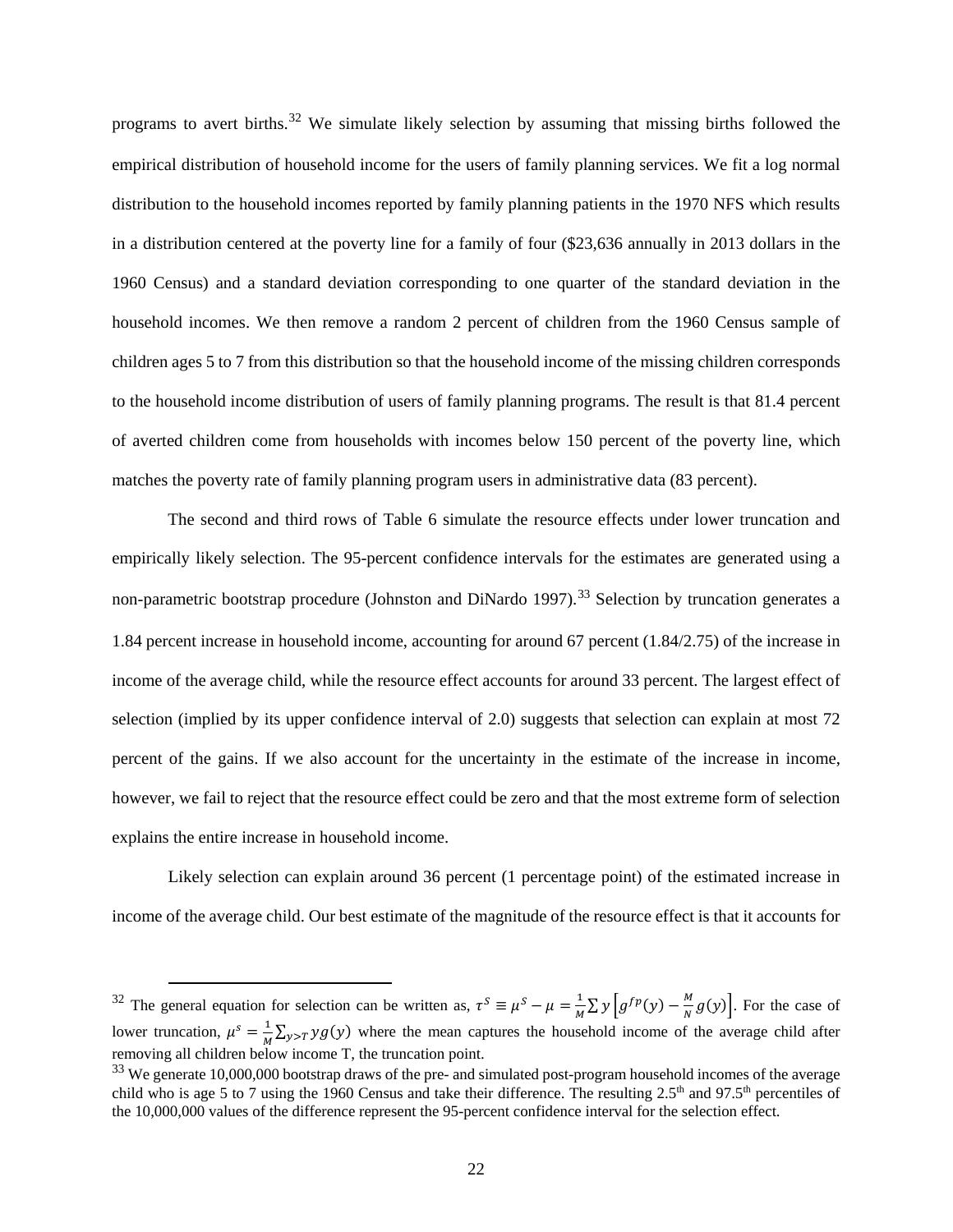programs to avert births.[32] We simulate likely selection by assuming that missing births followed the empirical distribution of household income for the users of family planning services. We fit a log normal distribution to the household incomes reported by family planning patients in the 1970 NFS which results in a distribution centered at the poverty line for a family of four ($23,636 annually in 2013 dollars in the 1960 Census) and a standard deviation corresponding to one quarter of the standard deviation in the household incomes. We then remove a random 2 percent of children from the 1960 Census sample of children ages 5 to 7 from this distribution so that the household income of the missing children corresponds to the household income distribution of users of family planning programs. The result is that 81.4 percent of averted children come from households with incomes below 150 percent of the poverty line, which matches the poverty rate of family planning program users in administrative data (83 percent).

The second and third rows of Table 6 simulate the resource effects under lower truncation and empirically likely selection. The 95-percent confidence intervals for the estimates are generated using a non-parametric bootstrap procedure (Johnston and DiNardo 1997).[33] Selection by truncation generates a 1.84 percent increase in household income, accounting for around 67 percent (1.84/2.75) of the increase in income of the average child, while the resource effect accounts for around 33 percent. The largest effect of selection (implied by its upper confidence interval of 2.0) suggests that selection can explain at most 72 percent of the gains. If we also account for the uncertainty in the estimate of the increase in income, however, we fail to reject that the resource effect could be zero and that the most extreme form of selection explains the entire increase in household income.

Likely selection can explain around 36 percent (1 percentage point) of the estimated increase in income of the average child. Our best estimate of the magnitude of the resource effect is that it accounts for

---

[32] The general equation for selection can be written as, $\tau^S \equiv \mu^S - \mu = \frac{1}{M}\sum y\left[g^{fp}(y) - \frac{M}{N}g(y)\right]$. For the case of lower truncation, $\mu^s = \frac{1}{M}\sum_{y>T} yg(y)$ where the mean captures the household income of the average child after removing all children below income T, the truncation point.

[33] We generate 10,000,000 bootstrap draws of the pre- and simulated post-program household incomes of the average child who is age 5 to 7 using the 1960 Census and take their difference. The resulting 2.5th and 97.5th percentiles of the 10,000,000 values of the difference represent the 95-percent confidence interval for the selection effect.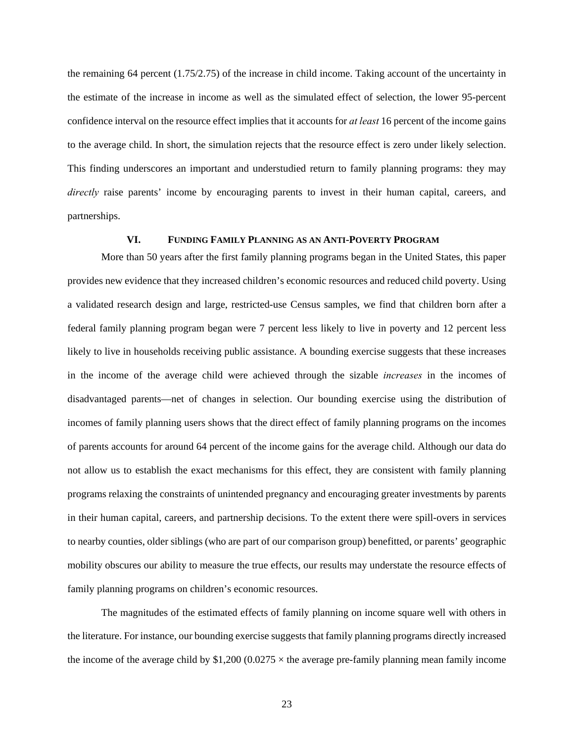the remaining 64 percent (1.75/2.75) of the increase in child income. Taking account of the uncertainty in the estimate of the increase in income as well as the simulated effect of selection, the lower 95-percent confidence interval on the resource effect implies that it accounts for *at least* 16 percent of the income gains to the average child. In short, the simulation rejects that the resource effect is zero under likely selection. This finding underscores an important and understudied return to family planning programs: they may *directly* raise parents' income by encouraging parents to invest in their human capital, careers, and partnerships.

## VI. FUNDING FAMILY PLANNING AS AN ANTI-POVERTY PROGRAM

More than 50 years after the first family planning programs began in the United States, this paper provides new evidence that they increased children's economic resources and reduced child poverty. Using a validated research design and large, restricted-use Census samples, we find that children born after a federal family planning program began were 7 percent less likely to live in poverty and 12 percent less likely to live in households receiving public assistance. A bounding exercise suggests that these increases in the income of the average child were achieved through the sizable *increases* in the incomes of disadvantaged parents—net of changes in selection. Our bounding exercise using the distribution of incomes of family planning users shows that the direct effect of family planning programs on the incomes of parents accounts for around 64 percent of the income gains for the average child. Although our data do not allow us to establish the exact mechanisms for this effect, they are consistent with family planning programs relaxing the constraints of unintended pregnancy and encouraging greater investments by parents in their human capital, careers, and partnership decisions. To the extent there were spill-overs in services to nearby counties, older siblings (who are part of our comparison group) benefitted, or parents' geographic mobility obscures our ability to measure the true effects, our results may understate the resource effects of family planning programs on children's economic resources.

The magnitudes of the estimated effects of family planning on income square well with others in the literature. For instance, our bounding exercise suggests that family planning programs directly increased the income of the average child by \$1,200 ($0.0275 \times$ the average pre-family planning mean family income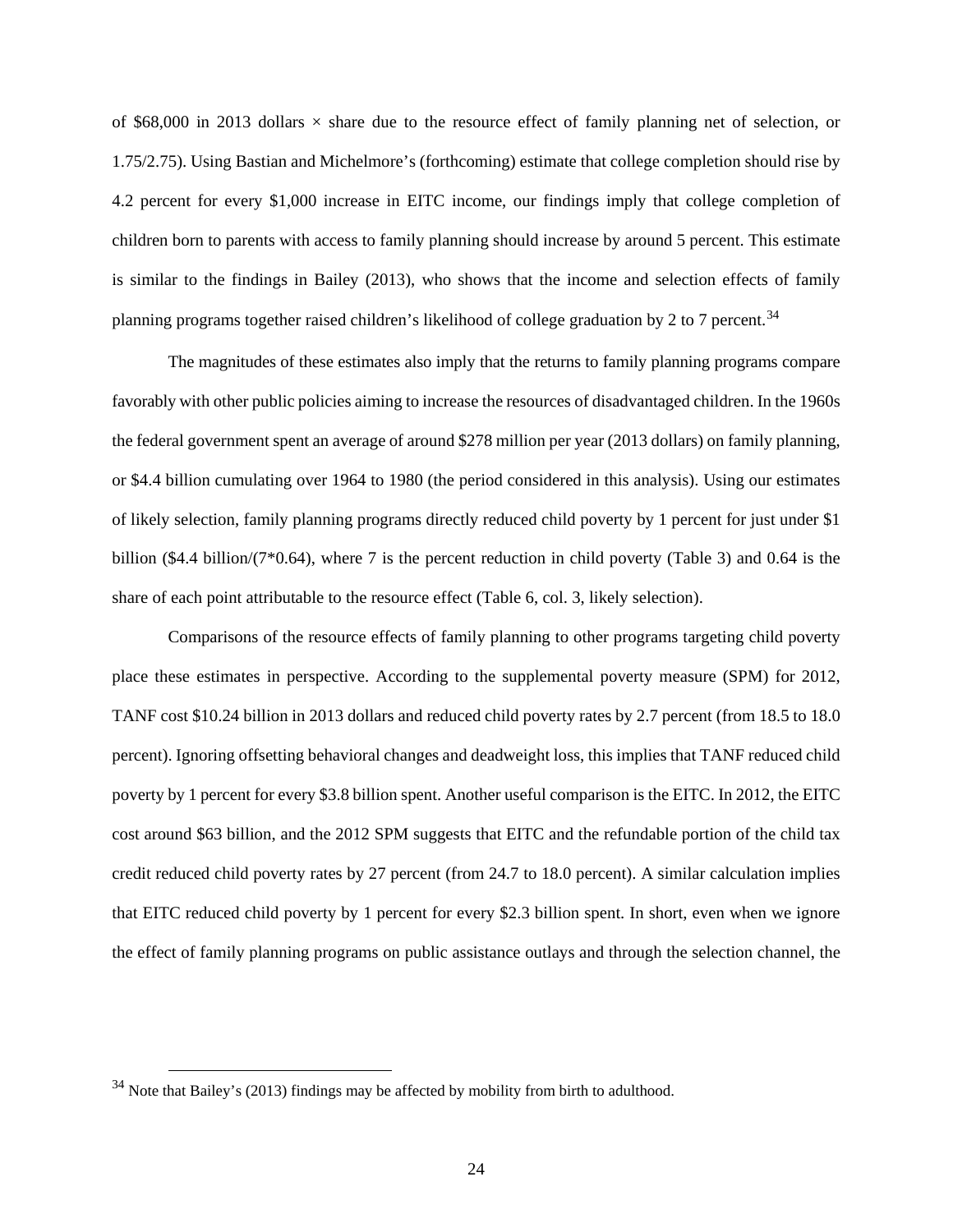of $68,000 in 2013 dollars × share due to the resource effect of family planning net of selection, or 1.75/2.75). Using Bastian and Michelmore's (forthcoming) estimate that college completion should rise by 4.2 percent for every $1,000 increase in EITC income, our findings imply that college completion of children born to parents with access to family planning should increase by around 5 percent. This estimate is similar to the findings in Bailey (2013), who shows that the income and selection effects of family planning programs together raised children's likelihood of college graduation by 2 to 7 percent.[34]

The magnitudes of these estimates also imply that the returns to family planning programs compare favorably with other public policies aiming to increase the resources of disadvantaged children. In the 1960s the federal government spent an average of around $278 million per year (2013 dollars) on family planning, or $4.4 billion cumulating over 1964 to 1980 (the period considered in this analysis). Using our estimates of likely selection, family planning programs directly reduced child poverty by 1 percent for just under $1 billion ($4.4 billion/(7*0.64), where 7 is the percent reduction in child poverty (Table 3) and 0.64 is the share of each point attributable to the resource effect (Table 6, col. 3, likely selection).

Comparisons of the resource effects of family planning to other programs targeting child poverty place these estimates in perspective. According to the supplemental poverty measure (SPM) for 2012, TANF cost $10.24 billion in 2013 dollars and reduced child poverty rates by 2.7 percent (from 18.5 to 18.0 percent). Ignoring offsetting behavioral changes and deadweight loss, this implies that TANF reduced child poverty by 1 percent for every $3.8 billion spent. Another useful comparison is the EITC. In 2012, the EITC cost around $63 billion, and the 2012 SPM suggests that EITC and the refundable portion of the child tax credit reduced child poverty rates by 27 percent (from 24.7 to 18.0 percent). A similar calculation implies that EITC reduced child poverty by 1 percent for every $2.3 billion spent. In short, even when we ignore the effect of family planning programs on public assistance outlays and through the selection channel, the

[34] Note that Bailey's (2013) findings may be affected by mobility from birth to adulthood.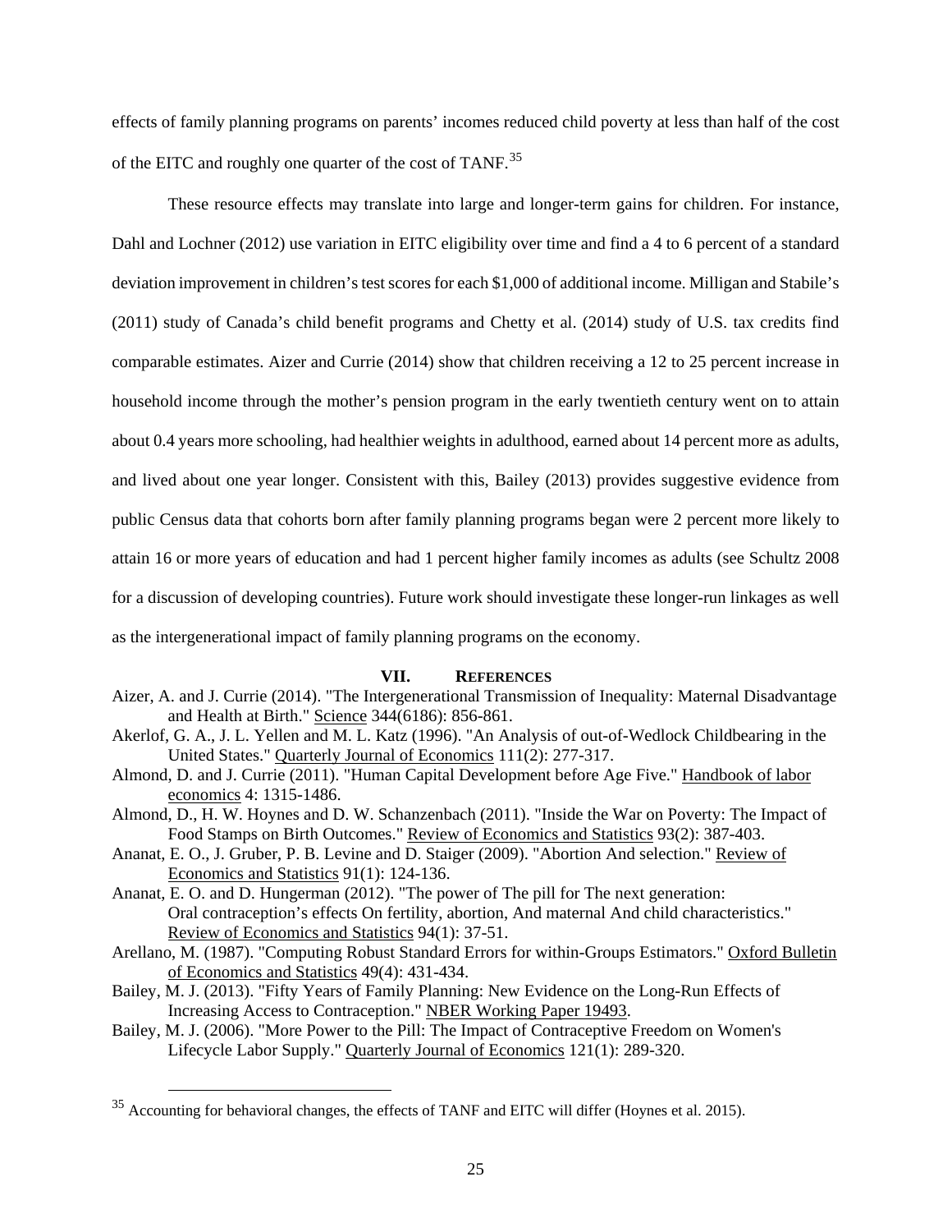effects of family planning programs on parents' incomes reduced child poverty at less than half of the cost of the EITC and roughly one quarter of the cost of TANF.[35]

These resource effects may translate into large and longer-term gains for children. For instance, Dahl and Lochner (2012) use variation in EITC eligibility over time and find a 4 to 6 percent of a standard deviation improvement in children's test scores for each $1,000 of additional income. Milligan and Stabile's (2011) study of Canada's child benefit programs and Chetty et al. (2014) study of U.S. tax credits find comparable estimates. Aizer and Currie (2014) show that children receiving a 12 to 25 percent increase in household income through the mother's pension program in the early twentieth century went on to attain about 0.4 years more schooling, had healthier weights in adulthood, earned about 14 percent more as adults, and lived about one year longer. Consistent with this, Bailey (2013) provides suggestive evidence from public Census data that cohorts born after family planning programs began were 2 percent more likely to attain 16 or more years of education and had 1 percent higher family incomes as adults (see Schultz 2008 for a discussion of developing countries). Future work should investigate these longer-run linkages as well as the intergenerational impact of family planning programs on the economy.

## VII. References

Aizer, A. and J. Currie (2014). "The Intergenerational Transmission of Inequality: Maternal Disadvantage and Health at Birth." Science 344(6186): 856-861.

Akerlof, G. A., J. L. Yellen and M. L. Katz (1996). "An Analysis of out-of-Wedlock Childbearing in the United States." Quarterly Journal of Economics 111(2): 277-317.

Almond, D. and J. Currie (2011). "Human Capital Development before Age Five." Handbook of labor economics 4: 1315-1486.

Almond, D., H. W. Hoynes and D. W. Schanzenbach (2011). "Inside the War on Poverty: The Impact of Food Stamps on Birth Outcomes." Review of Economics and Statistics 93(2): 387-403.

Ananat, E. O., J. Gruber, P. B. Levine and D. Staiger (2009). "Abortion And selection." Review of Economics and Statistics 91(1): 124-136.

Ananat, E. O. and D. Hungerman (2012). "The power of The pill for The next generation: Oral contraception's effects On fertility, abortion, And maternal And child characteristics." Review of Economics and Statistics 94(1): 37-51.

Arellano, M. (1987). "Computing Robust Standard Errors for within-Groups Estimators." Oxford Bulletin of Economics and Statistics 49(4): 431-434.

Bailey, M. J. (2013). "Fifty Years of Family Planning: New Evidence on the Long-Run Effects of Increasing Access to Contraception." NBER Working Paper 19493.

Bailey, M. J. (2006). "More Power to the Pill: The Impact of Contraceptive Freedom on Women's Lifecycle Labor Supply." Quarterly Journal of Economics 121(1): 289-320.

---

[35] Accounting for behavioral changes, the effects of TANF and EITC will differ (Hoynes et al. 2015).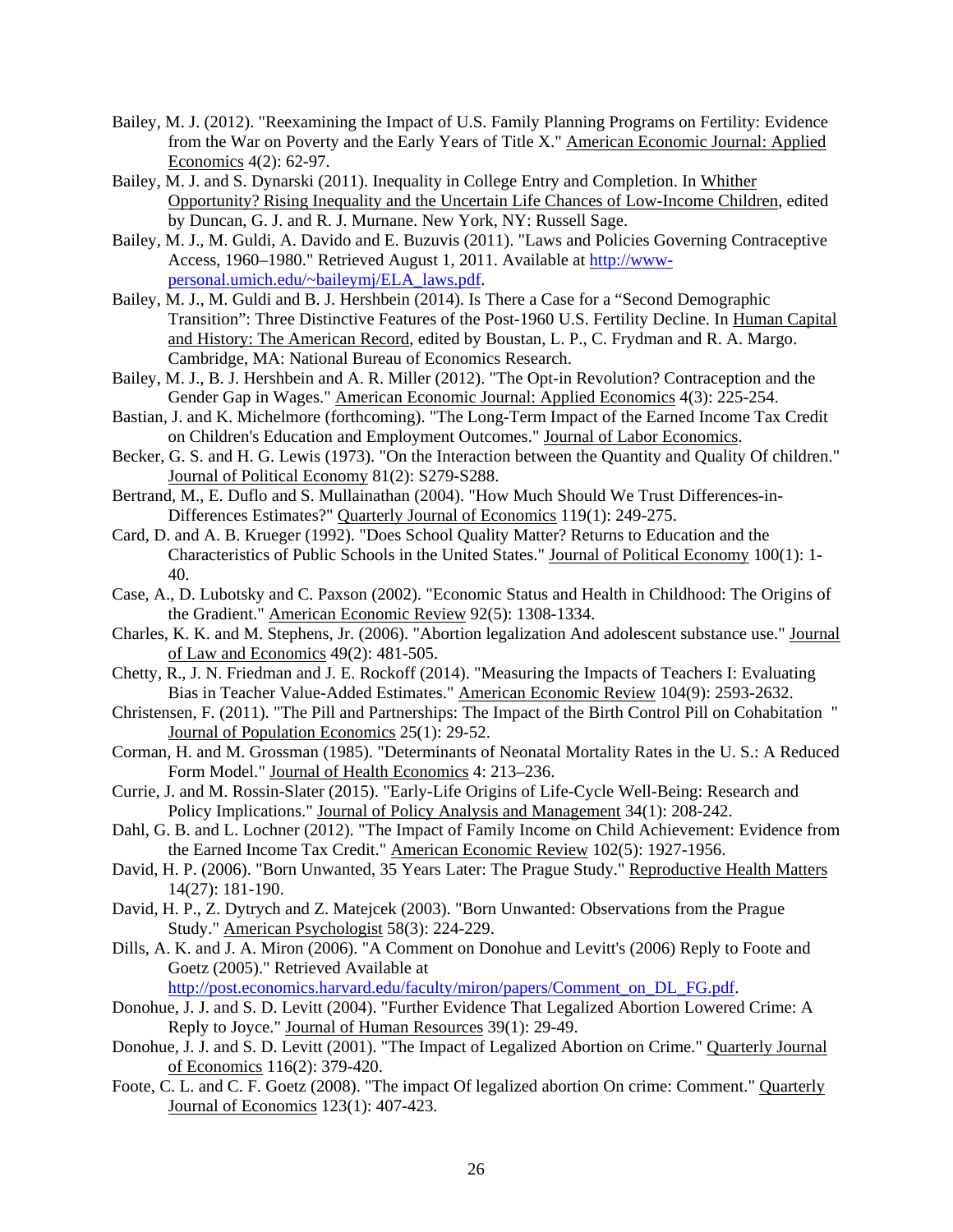Bailey, M. J. (2012). "Reexamining the Impact of U.S. Family Planning Programs on Fertility: Evidence from the War on Poverty and the Early Years of Title X." American Economic Journal: Applied Economics 4(2): 62-97.

Bailey, M. J. and S. Dynarski (2011). Inequality in College Entry and Completion. In Whither Opportunity? Rising Inequality and the Uncertain Life Chances of Low-Income Children, edited by Duncan, G. J. and R. J. Murnane. New York, NY: Russell Sage.

Bailey, M. J., M. Guldi, A. Davido and E. Buzuvis (2011). "Laws and Policies Governing Contraceptive Access, 1960–1980." Retrieved August 1, 2011. Available at http://www-personal.umich.edu/~baileymj/ELA_laws.pdf.

Bailey, M. J., M. Guldi and B. J. Hershbein (2014). Is There a Case for a "Second Demographic Transition": Three Distinctive Features of the Post-1960 U.S. Fertility Decline. In Human Capital and History: The American Record, edited by Boustan, L. P., C. Frydman and R. A. Margo. Cambridge, MA: National Bureau of Economics Research.

Bailey, M. J., B. J. Hershbein and A. R. Miller (2012). "The Opt-in Revolution? Contraception and the Gender Gap in Wages." American Economic Journal: Applied Economics 4(3): 225-254.

Bastian, J. and K. Michelmore (forthcoming). "The Long-Term Impact of the Earned Income Tax Credit on Children's Education and Employment Outcomes." Journal of Labor Economics.

Becker, G. S. and H. G. Lewis (1973). "On the Interaction between the Quantity and Quality Of children." Journal of Political Economy 81(2): S279-S288.

Bertrand, M., E. Duflo and S. Mullainathan (2004). "How Much Should We Trust Differences-in-Differences Estimates?" Quarterly Journal of Economics 119(1): 249-275.

Card, D. and A. B. Krueger (1992). "Does School Quality Matter? Returns to Education and the Characteristics of Public Schools in the United States." Journal of Political Economy 100(1): 1-40.

Case, A., D. Lubotsky and C. Paxson (2002). "Economic Status and Health in Childhood: The Origins of the Gradient." American Economic Review 92(5): 1308-1334.

Charles, K. K. and M. Stephens, Jr. (2006). "Abortion legalization And adolescent substance use." Journal of Law and Economics 49(2): 481-505.

Chetty, R., J. N. Friedman and J. E. Rockoff (2014). "Measuring the Impacts of Teachers I: Evaluating Bias in Teacher Value-Added Estimates." American Economic Review 104(9): 2593-2632.

Christensen, F. (2011). "The Pill and Partnerships: The Impact of the Birth Control Pill on Cohabitation " Journal of Population Economics 25(1): 29-52.

Corman, H. and M. Grossman (1985). "Determinants of Neonatal Mortality Rates in the U. S.: A Reduced Form Model." Journal of Health Economics 4: 213–236.

Currie, J. and M. Rossin-Slater (2015). "Early-Life Origins of Life-Cycle Well-Being: Research and Policy Implications." Journal of Policy Analysis and Management 34(1): 208-242.

Dahl, G. B. and L. Lochner (2012). "The Impact of Family Income on Child Achievement: Evidence from the Earned Income Tax Credit." American Economic Review 102(5): 1927-1956.

David, H. P. (2006). "Born Unwanted, 35 Years Later: The Prague Study." Reproductive Health Matters 14(27): 181-190.

David, H. P., Z. Dytrych and Z. Matejcek (2003). "Born Unwanted: Observations from the Prague Study." American Psychologist 58(3): 224-229.

Dills, A. K. and J. A. Miron (2006). "A Comment on Donohue and Levitt's (2006) Reply to Foote and Goetz (2005)." Retrieved Available at http://post.economics.harvard.edu/faculty/miron/papers/Comment_on_DL_FG.pdf.

Donohue, J. J. and S. D. Levitt (2004). "Further Evidence That Legalized Abortion Lowered Crime: A Reply to Joyce." Journal of Human Resources 39(1): 29-49.

Donohue, J. J. and S. D. Levitt (2001). "The Impact of Legalized Abortion on Crime." Quarterly Journal of Economics 116(2): 379-420.

Foote, C. L. and C. F. Goetz (2008). "The impact Of legalized abortion On crime: Comment." Quarterly Journal of Economics 123(1): 407-423.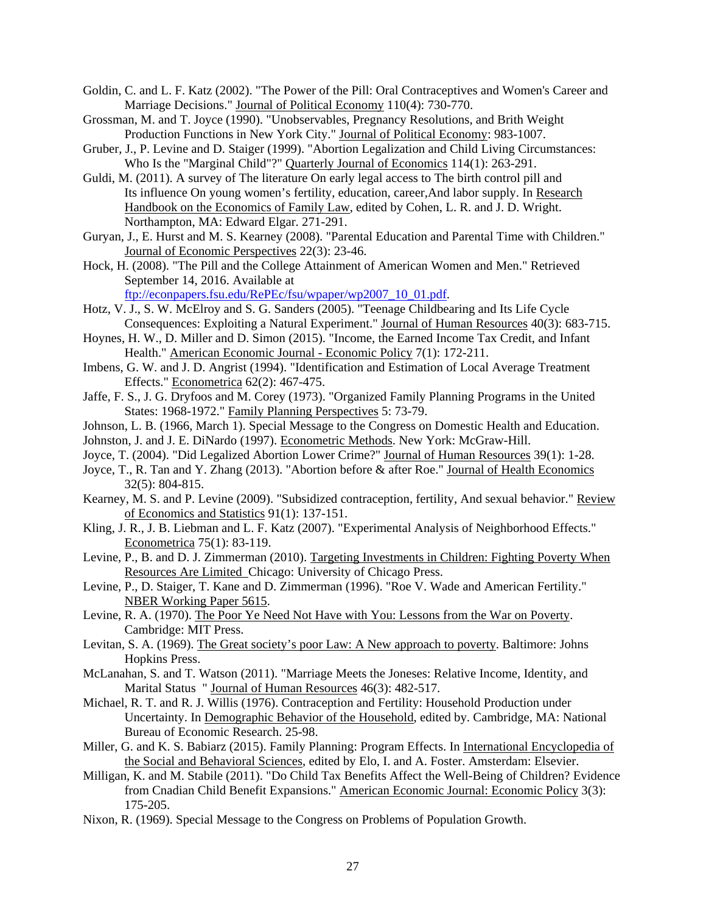Goldin, C. and L. F. Katz (2002). "The Power of the Pill: Oral Contraceptives and Women's Career and Marriage Decisions." Journal of Political Economy 110(4): 730-770.

Grossman, M. and T. Joyce (1990). "Unobservables, Pregnancy Resolutions, and Brith Weight Production Functions in New York City." Journal of Political Economy: 983-1007.

Gruber, J., P. Levine and D. Staiger (1999). "Abortion Legalization and Child Living Circumstances: Who Is the "Marginal Child"?" Quarterly Journal of Economics 114(1): 263-291.

Guldi, M. (2011). A survey of The literature On early legal access to The birth control pill and Its influence On young women's fertility, education, career,And labor supply. In Research Handbook on the Economics of Family Law, edited by Cohen, L. R. and J. D. Wright. Northampton, MA: Edward Elgar. 271-291.

Guryan, J., E. Hurst and M. S. Kearney (2008). "Parental Education and Parental Time with Children." Journal of Economic Perspectives 22(3): 23-46.

Hock, H. (2008). "The Pill and the College Attainment of American Women and Men." Retrieved September 14, 2016. Available at ftp://econpapers.fsu.edu/RePEc/fsu/wpaper/wp2007_10_01.pdf.

Hotz, V. J., S. W. McElroy and S. G. Sanders (2005). "Teenage Childbearing and Its Life Cycle Consequences: Exploiting a Natural Experiment." Journal of Human Resources 40(3): 683-715.

Hoynes, H. W., D. Miller and D. Simon (2015). "Income, the Earned Income Tax Credit, and Infant Health." American Economic Journal - Economic Policy 7(1): 172-211.

Imbens, G. W. and J. D. Angrist (1994). "Identification and Estimation of Local Average Treatment Effects." Econometrica 62(2): 467-475.

Jaffe, F. S., J. G. Dryfoos and M. Corey (1973). "Organized Family Planning Programs in the United States: 1968-1972." Family Planning Perspectives 5: 73-79.

Johnson, L. B. (1966, March 1). Special Message to the Congress on Domestic Health and Education.

Johnston, J. and J. E. DiNardo (1997). Econometric Methods. New York: McGraw-Hill.

Joyce, T. (2004). "Did Legalized Abortion Lower Crime?" Journal of Human Resources 39(1): 1-28.

Joyce, T., R. Tan and Y. Zhang (2013). "Abortion before & after Roe." Journal of Health Economics 32(5): 804-815.

Kearney, M. S. and P. Levine (2009). "Subsidized contraception, fertility, And sexual behavior." Review of Economics and Statistics 91(1): 137-151.

Kling, J. R., J. B. Liebman and L. F. Katz (2007). "Experimental Analysis of Neighborhood Effects." Econometrica 75(1): 83-119.

Levine, P., B. and D. J. Zimmerman (2010). Targeting Investments in Children: Fighting Poverty When Resources Are Limited Chicago: University of Chicago Press.

Levine, P., D. Staiger, T. Kane and D. Zimmerman (1996). "Roe V. Wade and American Fertility." NBER Working Paper 5615.

Levine, R. A. (1970). The Poor Ye Need Not Have with You: Lessons from the War on Poverty. Cambridge: MIT Press.

Levitan, S. A. (1969). The Great society's poor Law: A New approach to poverty. Baltimore: Johns Hopkins Press.

McLanahan, S. and T. Watson (2011). "Marriage Meets the Joneses: Relative Income, Identity, and Marital Status " Journal of Human Resources 46(3): 482-517.

Michael, R. T. and R. J. Willis (1976). Contraception and Fertility: Household Production under Uncertainty. In Demographic Behavior of the Household, edited by. Cambridge, MA: National Bureau of Economic Research. 25-98.

Miller, G. and K. S. Babiarz (2015). Family Planning: Program Effects. In International Encyclopedia of the Social and Behavioral Sciences, edited by Elo, I. and A. Foster. Amsterdam: Elsevier.

Milligan, K. and M. Stabile (2011). "Do Child Tax Benefits Affect the Well-Being of Children? Evidence from Cnadian Child Benefit Expansions." American Economic Journal: Economic Policy 3(3): 175-205.

Nixon, R. (1969). Special Message to the Congress on Problems of Population Growth.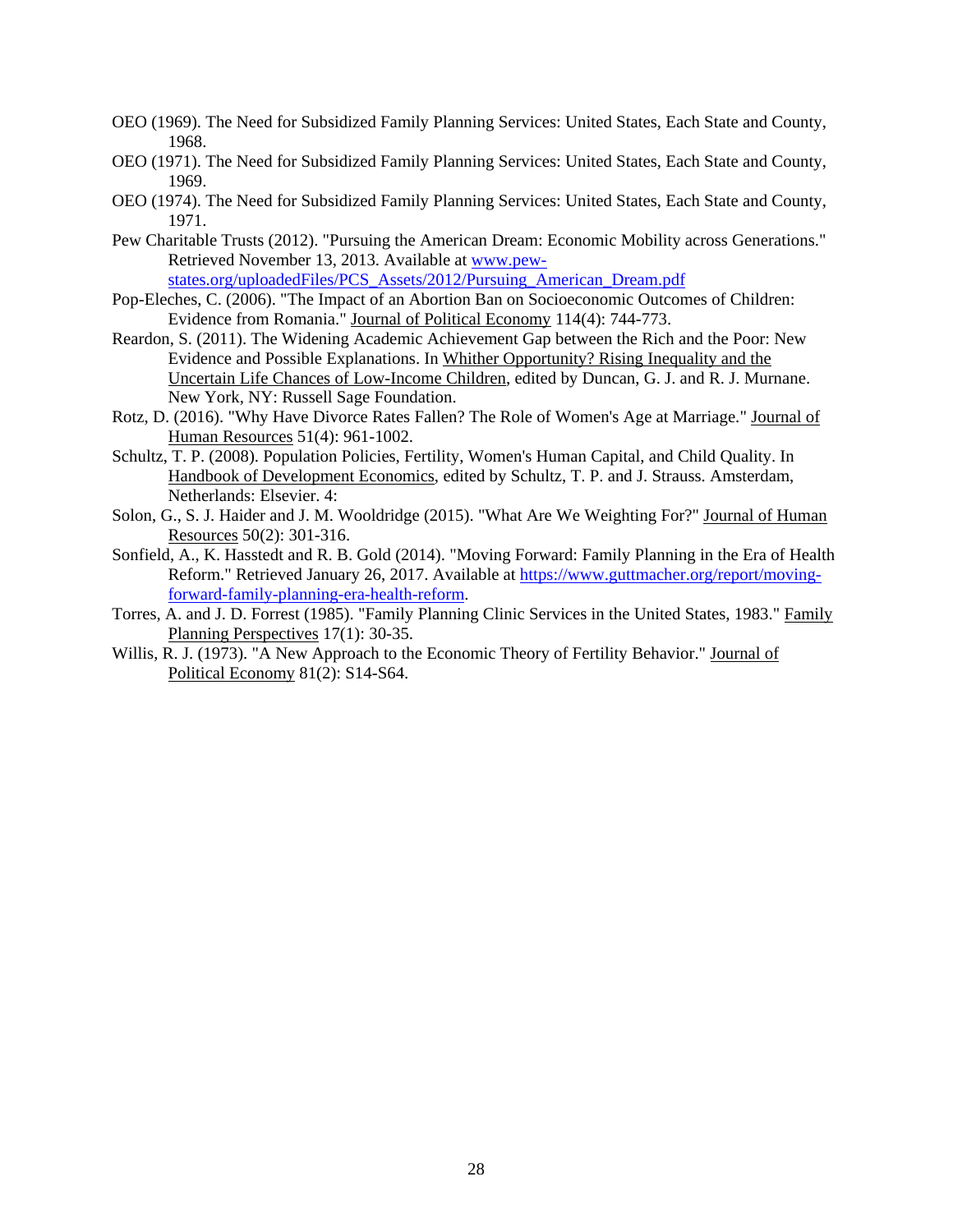OEO (1969). The Need for Subsidized Family Planning Services: United States, Each State and County, 1968.

OEO (1971). The Need for Subsidized Family Planning Services: United States, Each State and County, 1969.

OEO (1974). The Need for Subsidized Family Planning Services: United States, Each State and County, 1971.

Pew Charitable Trusts (2012). "Pursuing the American Dream: Economic Mobility across Generations." Retrieved November 13, 2013. Available at [www.pew-states.org/uploadedFiles/PCS_Assets/2012/Pursuing_American_Dream.pdf](www.pew-states.org/uploadedFiles/PCS_Assets/2012/Pursuing_American_Dream.pdf)

Pop-Eleches, C. (2006). "The Impact of an Abortion Ban on Socioeconomic Outcomes of Children: Evidence from Romania." Journal of Political Economy 114(4): 744-773.

Reardon, S. (2011). The Widening Academic Achievement Gap between the Rich and the Poor: New Evidence and Possible Explanations. In Whither Opportunity? Rising Inequality and the Uncertain Life Chances of Low-Income Children, edited by Duncan, G. J. and R. J. Murnane. New York, NY: Russell Sage Foundation.

Rotz, D. (2016). "Why Have Divorce Rates Fallen? The Role of Women's Age at Marriage." Journal of Human Resources 51(4): 961-1002.

Schultz, T. P. (2008). Population Policies, Fertility, Women's Human Capital, and Child Quality. In Handbook of Development Economics, edited by Schultz, T. P. and J. Strauss. Amsterdam, Netherlands: Elsevier. 4:

Solon, G., S. J. Haider and J. M. Wooldridge (2015). "What Are We Weighting For?" Journal of Human Resources 50(2): 301-316.

Sonfield, A., K. Hasstedt and R. B. Gold (2014). "Moving Forward: Family Planning in the Era of Health Reform." Retrieved January 26, 2017. Available at [https://www.guttmacher.org/report/moving-forward-family-planning-era-health-reform](https://www.guttmacher.org/report/moving-forward-family-planning-era-health-reform).

Torres, A. and J. D. Forrest (1985). "Family Planning Clinic Services in the United States, 1983." Family Planning Perspectives 17(1): 30-35.

Willis, R. J. (1973). "A New Approach to the Economic Theory of Fertility Behavior." Journal of Political Economy 81(2): S14-S64.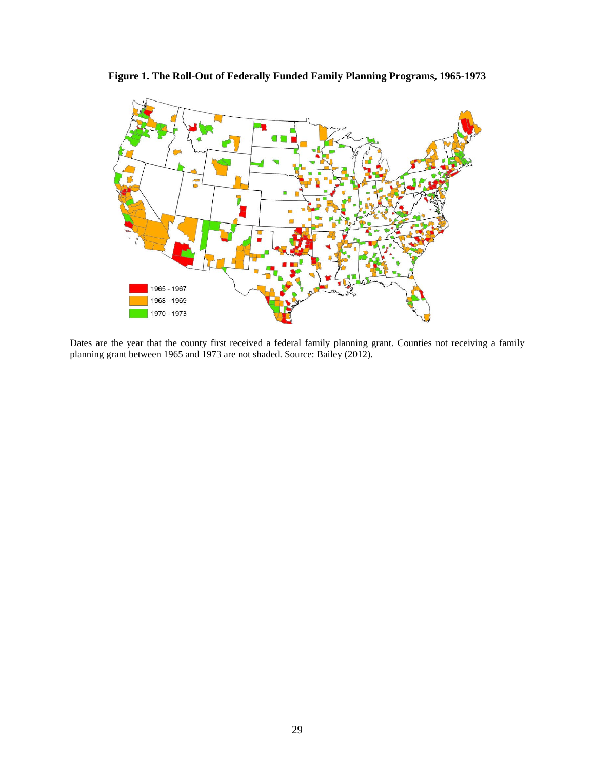**Figure 1. The Roll-Out of Federally Funded Family Planning Programs, 1965-1973**

Dates are the year that the county first received a federal family planning grant. Counties not receiving a family planning grant between 1965 and 1973 are not shaded. Source: Bailey (2012).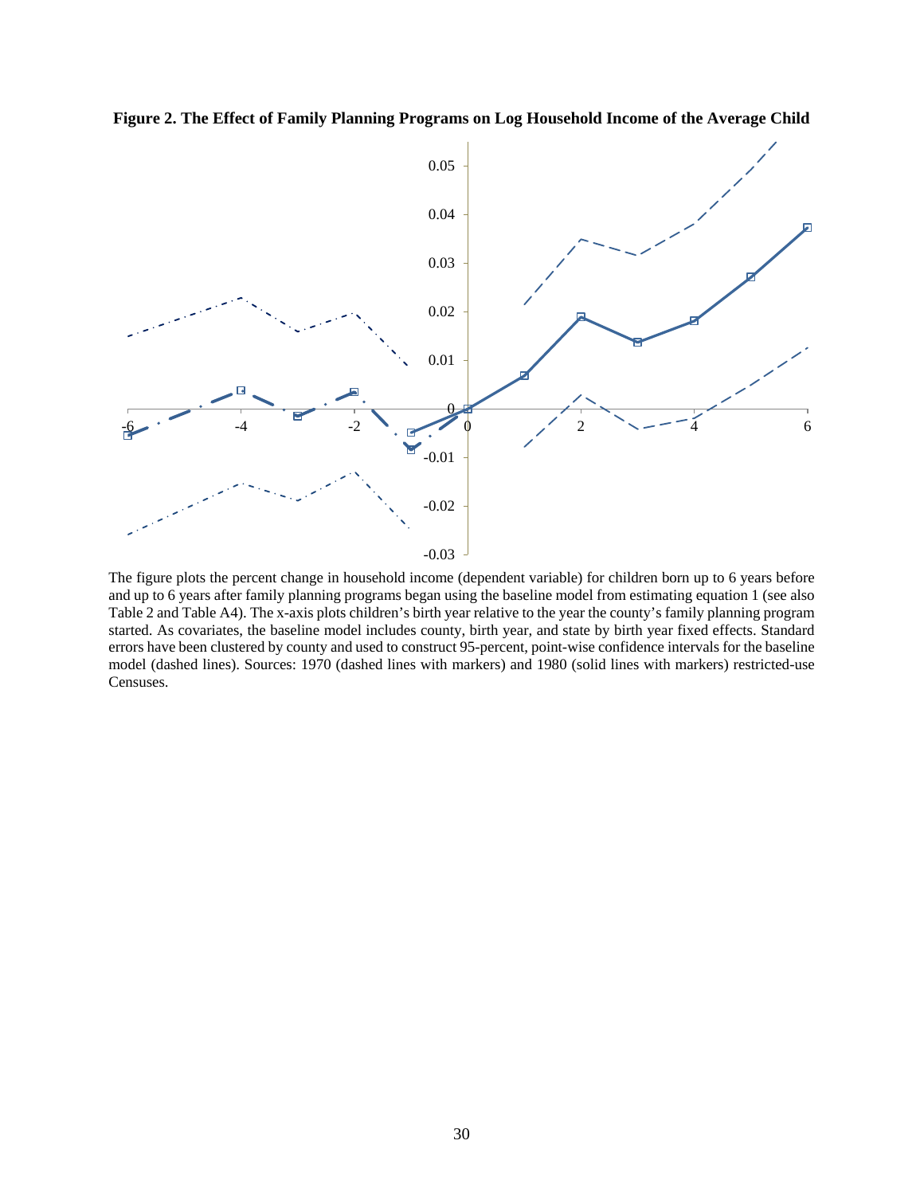**Figure 2. The Effect of Family Planning Programs on Log Household Income of the Average Child**

The figure plots the percent change in household income (dependent variable) for children born up to 6 years before and up to 6 years after family planning programs began using the baseline model from estimating equation 1 (see also Table 2 and Table A4). The x-axis plots children's birth year relative to the year the county's family planning program started. As covariates, the baseline model includes county, birth year, and state by birth year fixed effects. Standard errors have been clustered by county and used to construct 95-percent, point-wise confidence intervals for the baseline model (dashed lines). Sources: 1970 (dashed lines with markers) and 1980 (solid lines with markers) restricted-use Censuses.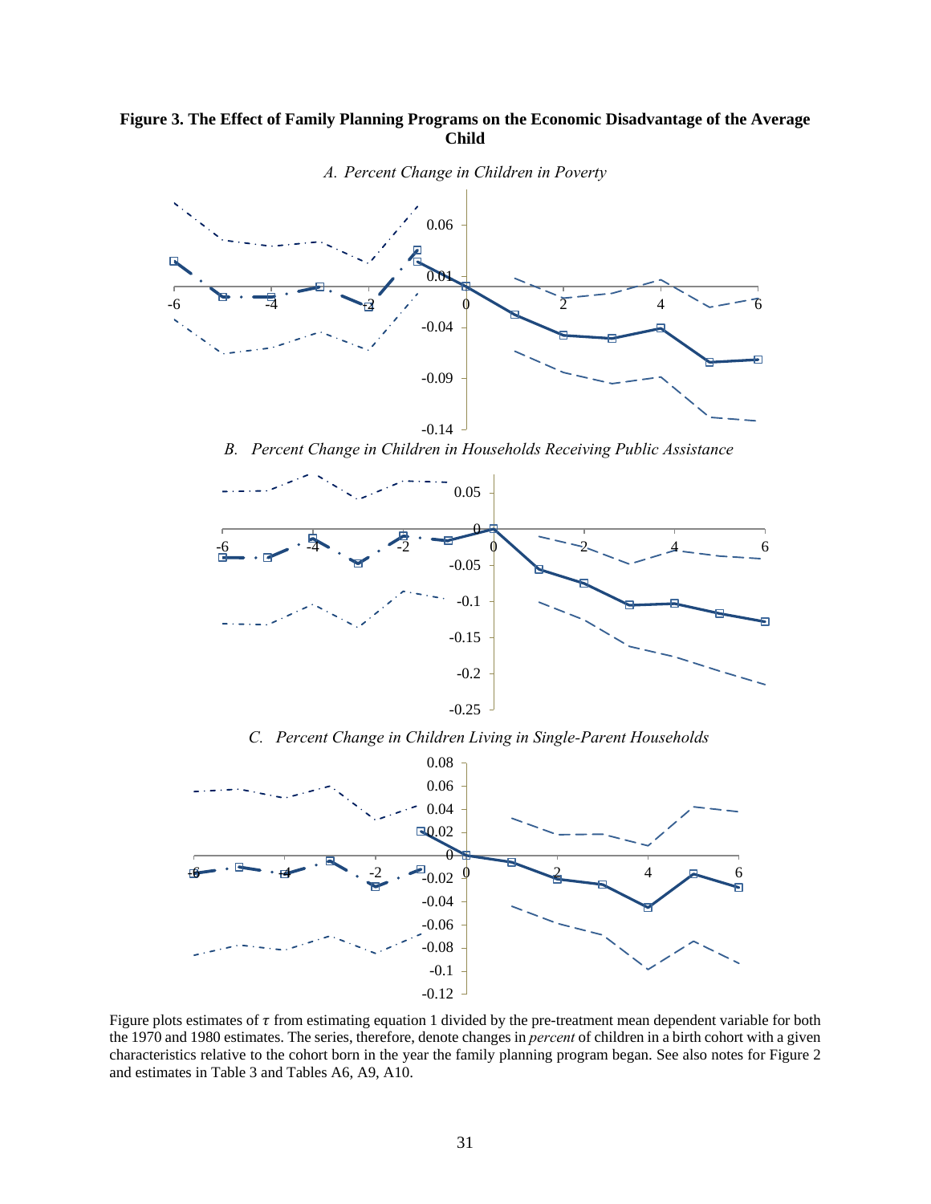**Figure 3. The Effect of Family Planning Programs on the Economic Disadvantage of the Average Child**

*A. Percent Change in Children in Poverty*

*B. Percent Change in Children in Households Receiving Public Assistance*

*C. Percent Change in Children Living in Single-Parent Households*

Figure plots estimates of $\tau$ from estimating equation 1 divided by the pre-treatment mean dependent variable for both the 1970 and 1980 estimates. The series, therefore, denote changes in *percent* of children in a birth cohort with a given characteristics relative to the cohort born in the year the family planning program began. See also notes for Figure 2 and estimates in Table 3 and Tables A6, A9, A10.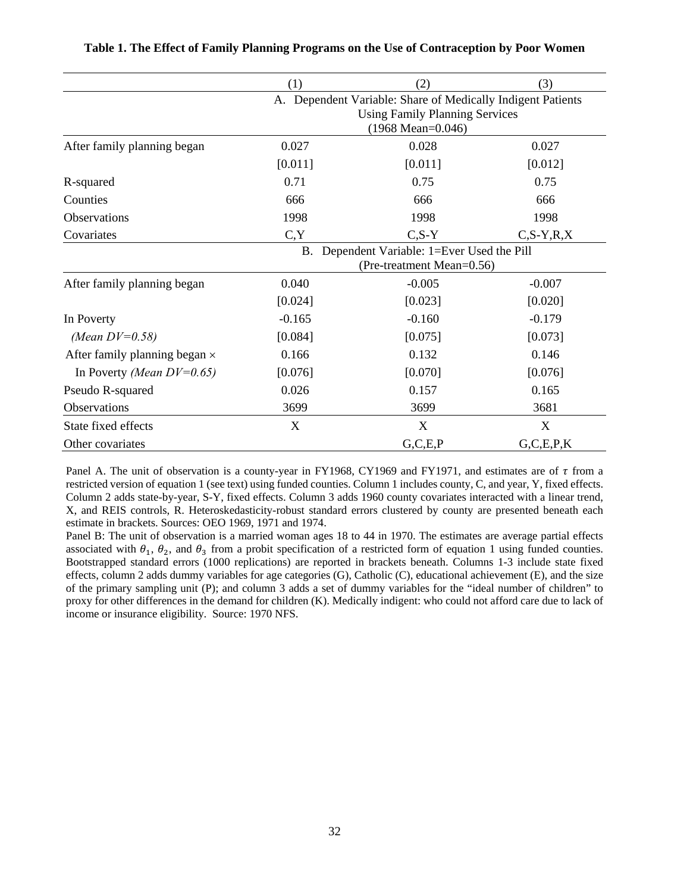**Table 1. The Effect of Family Planning Programs on the Use of Contraception by Poor Women**

| | (1) | (2) | (3) |
|---|---|---|---|
| | A. Dependent Variable: Share of Medically Indigent Patients Using Family Planning Services (1968 Mean=0.046) | | |
| After family planning began | 0.027 | 0.028 | 0.027 |
| | [0.011] | [0.011] | [0.012] |
| R-squared | 0.71 | 0.75 | 0.75 |
| Counties | 666 | 666 | 666 |
| Observations | 1998 | 1998 | 1998 |
| Covariates | C,Y | C,S-Y | C,S-Y,R,X |
| | B. Dependent Variable: 1=Ever Used the Pill (Pre-treatment Mean=0.56) | | |
| After family planning began | 0.040 | -0.005 | -0.007 |
| | [0.024] | [0.023] | [0.020] |
| In Poverty | -0.165 | -0.160 | -0.179 |
| *(Mean DV=0.58)* | [0.084] | [0.075] | [0.073] |
| After family planning began × | 0.166 | 0.132 | 0.146 |
| In Poverty *(Mean DV=0.65)* | [0.076] | [0.070] | [0.076] |
| Pseudo R-squared | 0.026 | 0.157 | 0.165 |
| Observations | 3699 | 3699 | 3681 |
| State fixed effects | X | X | X |
| Other covariates | | G,C,E,P | G,C,E,P,K |

Panel A. The unit of observation is a county-year in FY1968, CY1969 and FY1971, and estimates are of $\tau$ from a restricted version of equation 1 (see text) using funded counties. Column 1 includes county, C, and year, Y, fixed effects. Column 2 adds state-by-year, S-Y, fixed effects. Column 3 adds 1960 county covariates interacted with a linear trend, X, and REIS controls, R. Heteroskedasticity-robust standard errors clustered by county are presented beneath each estimate in brackets. Sources: OEO 1969, 1971 and 1974.

Panel B: The unit of observation is a married woman ages 18 to 44 in 1970. The estimates are average partial effects associated with $\theta_1$, $\theta_2$, and $\theta_3$ from a probit specification of a restricted form of equation 1 using funded counties. Bootstrapped standard errors (1000 replications) are reported in brackets beneath. Columns 1-3 include state fixed effects, column 2 adds dummy variables for age categories (G), Catholic (C), educational achievement (E), and the size of the primary sampling unit (P); and column 3 adds a set of dummy variables for the "ideal number of children" to proxy for other differences in the demand for children (K). Medically indigent: who could not afford care due to lack of income or insurance eligibility. Source: 1970 NFS.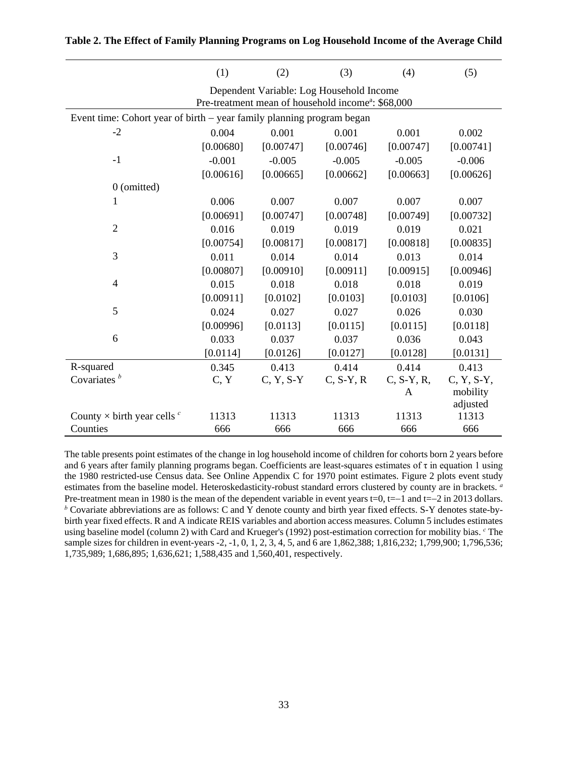**Table 2. The Effect of Family Planning Programs on Log Household Income of the Average Child**

| | (1) | (2) | (3) | (4) | (5) |
|---|---|---|---|---|---|
| | Dependent Variable: Log Household Income<br>Pre-treatment mean of household income[a]: $68,000 | | | | |
| Event time: Cohort year of birth – year family planning program began | | | | | |
| -2 | 0.004 | 0.001 | 0.001 | 0.001 | 0.002 |
| | [0.00680] | [0.00747] | [0.00746] | [0.00747] | [0.00741] |
| -1 | -0.001 | -0.005 | -0.005 | -0.005 | -0.006 |
| | [0.00616] | [0.00665] | [0.00662] | [0.00663] | [0.00626] |
| 0 (omitted) | | | | | |
| 1 | 0.006 | 0.007 | 0.007 | 0.007 | 0.007 |
| | [0.00691] | [0.00747] | [0.00748] | [0.00749] | [0.00732] |
| 2 | 0.016 | 0.019 | 0.019 | 0.019 | 0.021 |
| | [0.00754] | [0.00817] | [0.00817] | [0.00818] | [0.00835] |
| 3 | 0.011 | 0.014 | 0.014 | 0.013 | 0.014 |
| | [0.00807] | [0.00910] | [0.00911] | [0.00915] | [0.00946] |
| 4 | 0.015 | 0.018 | 0.018 | 0.018 | 0.019 |
| | [0.00911] | [0.0102] | [0.0103] | [0.0103] | [0.0106] |
| 5 | 0.024 | 0.027 | 0.027 | 0.026 | 0.030 |
| | [0.00996] | [0.0113] | [0.0115] | [0.0115] | [0.0118] |
| 6 | 0.033 | 0.037 | 0.037 | 0.036 | 0.043 |
| | [0.0114] | [0.0126] | [0.0127] | [0.0128] | [0.0131] |
| R-squared | 0.345 | 0.413 | 0.414 | 0.414 | 0.413 |
| Covariates [b] | C, Y | C, Y, S-Y | C, S-Y, R | C, S-Y, R, A | C, Y, S-Y, mobility adjusted |
| County × birth year cells [c] | 11313 | 11313 | 11313 | 11313 | 11313 |
| Counties | 666 | 666 | 666 | 666 | 666 |

The table presents point estimates of the change in log household income of children for cohorts born 2 years before and 6 years after family planning programs began. Coefficients are least-squares estimates of $\tau$ in equation 1 using the 1980 restricted-use Census data. See Online Appendix C for 1970 point estimates. Figure 2 plots event study estimates from the baseline model. Heteroskedasticity-robust standard errors clustered by county are in brackets. [a] Pre-treatment mean in 1980 is the mean of the dependent variable in event years t=0, t=–1 and t=–2 in 2013 dollars. [b] Covariate abbreviations are as follows: C and Y denote county and birth year fixed effects. S-Y denotes state-by-birth year fixed effects. R and A indicate REIS variables and abortion access measures. Column 5 includes estimates using baseline model (column 2) with Card and Krueger's (1992) post-estimation correction for mobility bias. [c] The sample sizes for children in event-years -2, -1, 0, 1, 2, 3, 4, 5, and 6 are 1,862,388; 1,816,232; 1,799,900; 1,796,536; 1,735,989; 1,686,895; 1,636,621; 1,588,435 and 1,560,401, respectively.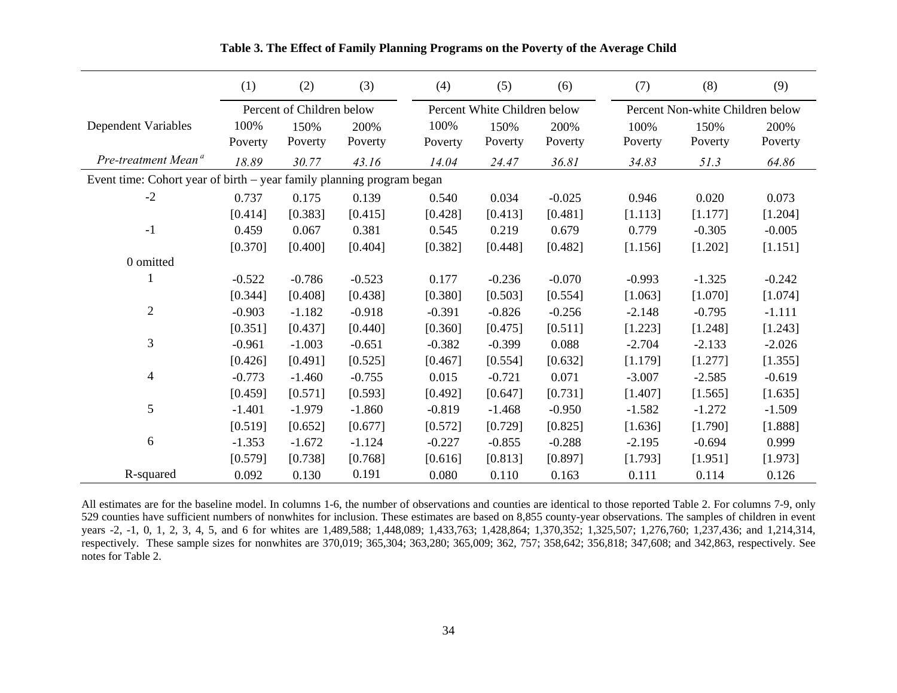**Table 3. The Effect of Family Planning Programs on the Poverty of the Average Child**

| | (1) | (2) | (3) | (4) | (5) | (6) | (7) | (8) | (9) |
|---|---|---|---|---|---|---|---|---|---|
| | Percent of Children below | | | Percent White Children below | | | Percent Non-white Children below | | |
| Dependent Variables | 100% Poverty | 150% Poverty | 200% Poverty | 100% Poverty | 150% Poverty | 200% Poverty | 100% Poverty | 150% Poverty | 200% Poverty |
| *Pre-treatment Mean [a]* | *18.89* | *30.77* | *43.16* | *14.04* | *24.47* | *36.81* | *34.83* | *51.3* | *64.86* |
| Event time: Cohort year of birth – year family planning program began | | | | | | | | | |
| -2 | 0.737 | 0.175 | 0.139 | 0.540 | 0.034 | -0.025 | 0.946 | 0.020 | 0.073 |
| | [0.414] | [0.383] | [0.415] | [0.428] | [0.413] | [0.481] | [1.113] | [1.177] | [1.204] |
| -1 | 0.459 | 0.067 | 0.381 | 0.545 | 0.219 | 0.679 | 0.779 | -0.305 | -0.005 |
| | [0.370] | [0.400] | [0.404] | [0.382] | [0.448] | [0.482] | [1.156] | [1.202] | [1.151] |
| 0 omitted | | | | | | | | | |
| 1 | -0.522 | -0.786 | -0.523 | 0.177 | -0.236 | -0.070 | -0.993 | -1.325 | -0.242 |
| | [0.344] | [0.408] | [0.438] | [0.380] | [0.503] | [0.554] | [1.063] | [1.070] | [1.074] |
| 2 | -0.903 | -1.182 | -0.918 | -0.391 | -0.826 | -0.256 | -2.148 | -0.795 | -1.111 |
| | [0.351] | [0.437] | [0.440] | [0.360] | [0.475] | [0.511] | [1.223] | [1.248] | [1.243] |
| 3 | -0.961 | -1.003 | -0.651 | -0.382 | -0.399 | 0.088 | -2.704 | -2.133 | -2.026 |
| | [0.426] | [0.491] | [0.525] | [0.467] | [0.554] | [0.632] | [1.179] | [1.277] | [1.355] |
| 4 | -0.773 | -1.460 | -0.755 | 0.015 | -0.721 | 0.071 | -3.007 | -2.585 | -0.619 |
| | [0.459] | [0.571] | [0.593] | [0.492] | [0.647] | [0.731] | [1.407] | [1.565] | [1.635] |
| 5 | -1.401 | -1.979 | -1.860 | -0.819 | -1.468 | -0.950 | -1.582 | -1.272 | -1.509 |
| | [0.519] | [0.652] | [0.677] | [0.572] | [0.729] | [0.825] | [1.636] | [1.790] | [1.888] |
| 6 | -1.353 | -1.672 | -1.124 | -0.227 | -0.855 | -0.288 | -2.195 | -0.694 | 0.999 |
| | [0.579] | [0.738] | [0.768] | [0.616] | [0.813] | [0.897] | [1.793] | [1.951] | [1.973] |
| R-squared | 0.092 | 0.130 | 0.191 | 0.080 | 0.110 | 0.163 | 0.111 | 0.114 | 0.126 |

All estimates are for the baseline model. In columns 1-6, the number of observations and counties are identical to those reported Table 2. For columns 7-9, only 529 counties have sufficient numbers of nonwhites for inclusion. These estimates are based on 8,855 county-year observations. The samples of children in event years -2, -1, 0, 1, 2, 3, 4, 5, and 6 for whites are 1,489,588; 1,448,089; 1,433,763; 1,428,864; 1,370,352; 1,325,507; 1,276,760; 1,237,436; and 1,214,314, respectively. These sample sizes for nonwhites are 370,019; 365,304; 363,280; 365,009; 362, 757; 358,642; 356,818; 347,608; and 342,863, respectively. See notes for Table 2.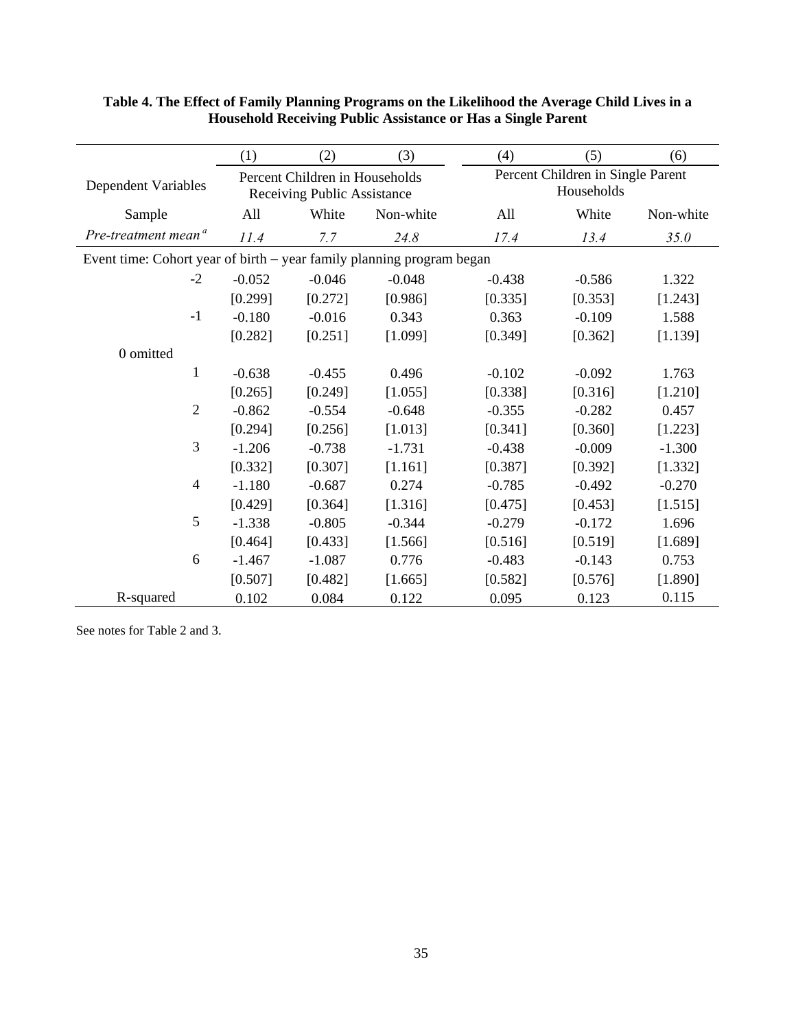**Table 4. The Effect of Family Planning Programs on the Likelihood the Average Child Lives in a Household Receiving Public Assistance or Has a Single Parent**

| | (1) | (2) | (3) | (4) | (5) | (6) |
|---|---|---|---|---|---|---|
| Dependent Variables | Percent Children in Households Receiving Public Assistance | | | Percent Children in Single Parent Households | | |
| Sample | All | White | Non-white | All | White | Non-white |
| *Pre-treatment mean [a]* | *11.4* | *7.7* | *24.8* | *17.4* | *13.4* | *35.0* |
| Event time: Cohort year of birth – year family planning program began | | | | | | |
| -2 | -0.052 | -0.046 | -0.048 | -0.438 | -0.586 | 1.322 |
| | [0.299] | [0.272] | [0.986] | [0.335] | [0.353] | [1.243] |
| -1 | -0.180 | -0.016 | 0.343 | 0.363 | -0.109 | 1.588 |
| | [0.282] | [0.251] | [1.099] | [0.349] | [0.362] | [1.139] |
| 0 omitted | | | | | | |
| 1 | -0.638 | -0.455 | 0.496 | -0.102 | -0.092 | 1.763 |
| | [0.265] | [0.249] | [1.055] | [0.338] | [0.316] | [1.210] |
| 2 | -0.862 | -0.554 | -0.648 | -0.355 | -0.282 | 0.457 |
| | [0.294] | [0.256] | [1.013] | [0.341] | [0.360] | [1.223] |
| 3 | -1.206 | -0.738 | -1.731 | -0.438 | -0.009 | -1.300 |
| | [0.332] | [0.307] | [1.161] | [0.387] | [0.392] | [1.332] |
| 4 | -1.180 | -0.687 | 0.274 | -0.785 | -0.492 | -0.270 |
| | [0.429] | [0.364] | [1.316] | [0.475] | [0.453] | [1.515] |
| 5 | -1.338 | -0.805 | -0.344 | -0.279 | -0.172 | 1.696 |
| | [0.464] | [0.433] | [1.566] | [0.516] | [0.519] | [1.689] |
| 6 | -1.467 | -1.087 | 0.776 | -0.483 | -0.143 | 0.753 |
| | [0.507] | [0.482] | [1.665] | [0.582] | [0.576] | [1.890] |
| R-squared | 0.102 | 0.084 | 0.122 | 0.095 | 0.123 | 0.115 |

See notes for Table 2 and 3.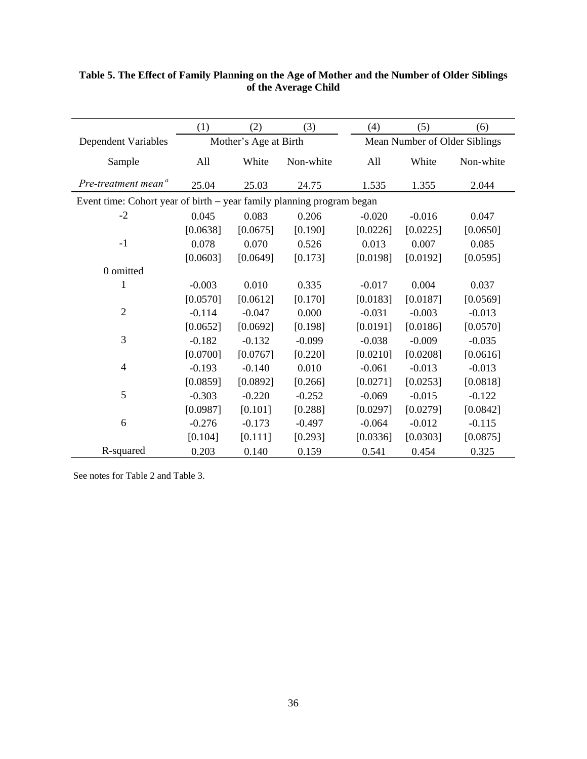**Table 5. The Effect of Family Planning on the Age of Mother and the Number of Older Siblings of the Average Child**

| | (1) | (2) | (3) | (4) | (5) | (6) |
|---|---|---|---|---|---|---|
| Dependent Variables | Mother's Age at Birth | | | Mean Number of Older Siblings | | |
| Sample | All | White | Non-white | All | White | Non-white |
| *Pre-treatment mean* [a] | 25.04 | 25.03 | 24.75 | 1.535 | 1.355 | 2.044 |
| Event time: Cohort year of birth – year family planning program began | | | | | | |
| -2 | 0.045 | 0.083 | 0.206 | -0.020 | -0.016 | 0.047 |
| | [0.0638] | [0.0675] | [0.190] | [0.0226] | [0.0225] | [0.0650] |
| -1 | 0.078 | 0.070 | 0.526 | 0.013 | 0.007 | 0.085 |
| | [0.0603] | [0.0649] | [0.173] | [0.0198] | [0.0192] | [0.0595] |
| 0 omitted | | | | | | |
| 1 | -0.003 | 0.010 | 0.335 | -0.017 | 0.004 | 0.037 |
| | [0.0570] | [0.0612] | [0.170] | [0.0183] | [0.0187] | [0.0569] |
| 2 | -0.114 | -0.047 | 0.000 | -0.031 | -0.003 | -0.013 |
| | [0.0652] | [0.0692] | [0.198] | [0.0191] | [0.0186] | [0.0570] |
| 3 | -0.182 | -0.132 | -0.099 | -0.038 | -0.009 | -0.035 |
| | [0.0700] | [0.0767] | [0.220] | [0.0210] | [0.0208] | [0.0616] |
| 4 | -0.193 | -0.140 | 0.010 | -0.061 | -0.013 | -0.013 |
| | [0.0859] | [0.0892] | [0.266] | [0.0271] | [0.0253] | [0.0818] |
| 5 | -0.303 | -0.220 | -0.252 | -0.069 | -0.015 | -0.122 |
| | [0.0987] | [0.101] | [0.288] | [0.0297] | [0.0279] | [0.0842] |
| 6 | -0.276 | -0.173 | -0.497 | -0.064 | -0.012 | -0.115 |
| | [0.104] | [0.111] | [0.293] | [0.0336] | [0.0303] | [0.0875] |
| R-squared | 0.203 | 0.140 | 0.159 | 0.541 | 0.454 | 0.325 |

See notes for Table 2 and Table 3.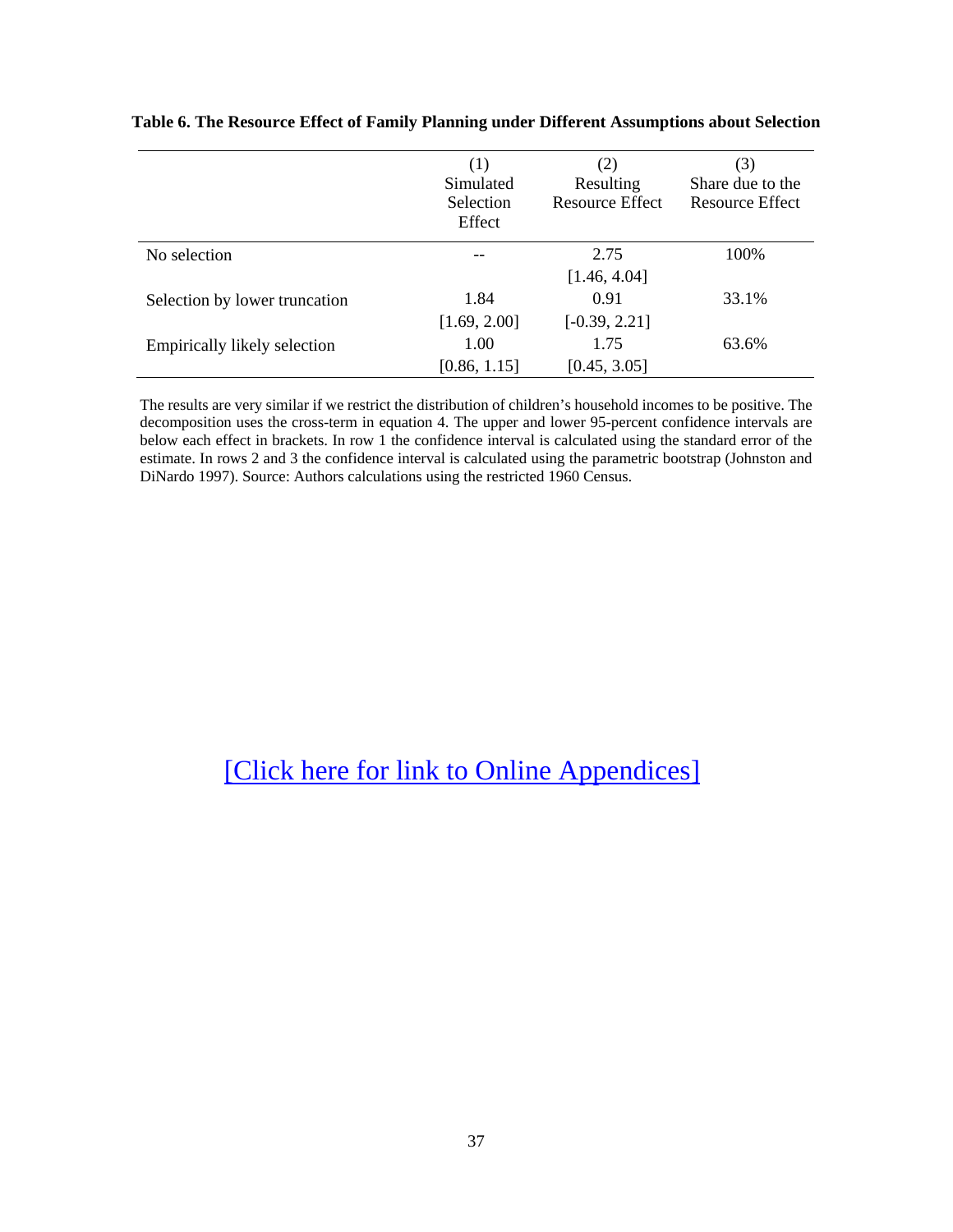**Table 6. The Resource Effect of Family Planning under Different Assumptions about Selection**

| | (1) Simulated Selection Effect | (2) Resulting Resource Effect | (3) Share due to the Resource Effect |
|---|---|---|---|
| No selection | -- | 2.75 | 100% |
| | | [1.46, 4.04] | |
| Selection by lower truncation | 1.84 | 0.91 | 33.1% |
| | [1.69, 2.00] | [-0.39, 2.21] | |
| Empirically likely selection | 1.00 | 1.75 | 63.6% |
| | [0.86, 1.15] | [0.45, 3.05] | |

The results are very similar if we restrict the distribution of children's household incomes to be positive. The decomposition uses the cross-term in equation 4. The upper and lower 95-percent confidence intervals are below each effect in brackets. In row 1 the confidence interval is calculated using the standard error of the estimate. In rows 2 and 3 the confidence interval is calculated using the parametric bootstrap (Johnston and DiNardo 1997). Source: Authors calculations using the restricted 1960 Census.

[Click here for link to Online Appendices]